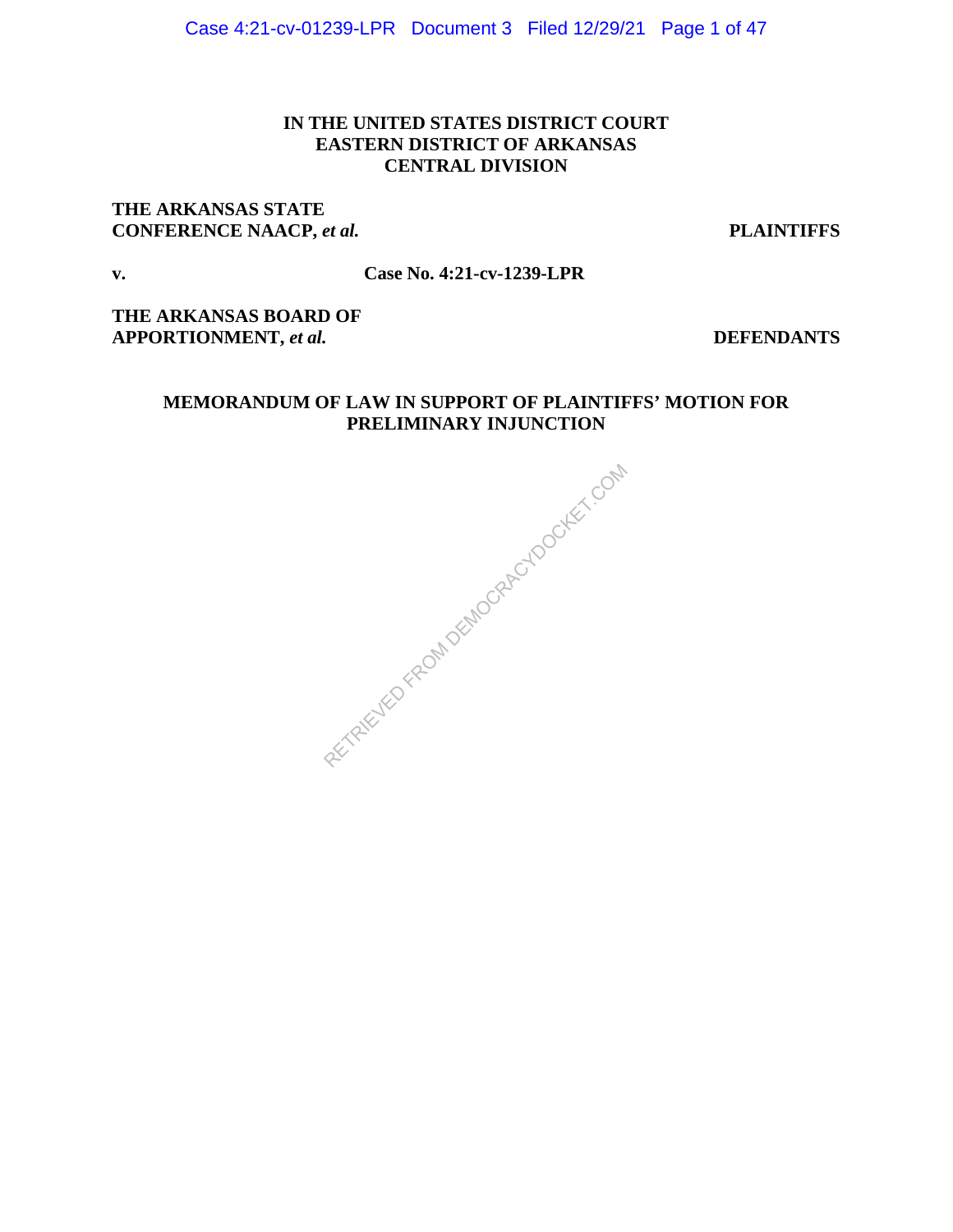**IN THE UNITED STATES DISTRICT COURT**
**EASTERN DISTRICT OF ARKANSAS**
**CENTRAL DIVISION**

**THE ARKANSAS STATE CONFERENCE NAACP, *et al.*** **PLAINTIFFS**

**v.** **Case No. 4:21-cv-1239-LPR**

**THE ARKANSAS BOARD OF APPORTIONMENT, *et al.*** **DEFENDANTS**

**MEMORANDUM OF LAW IN SUPPORT OF PLAINTIFFS' MOTION FOR PRELIMINARY INJUNCTION**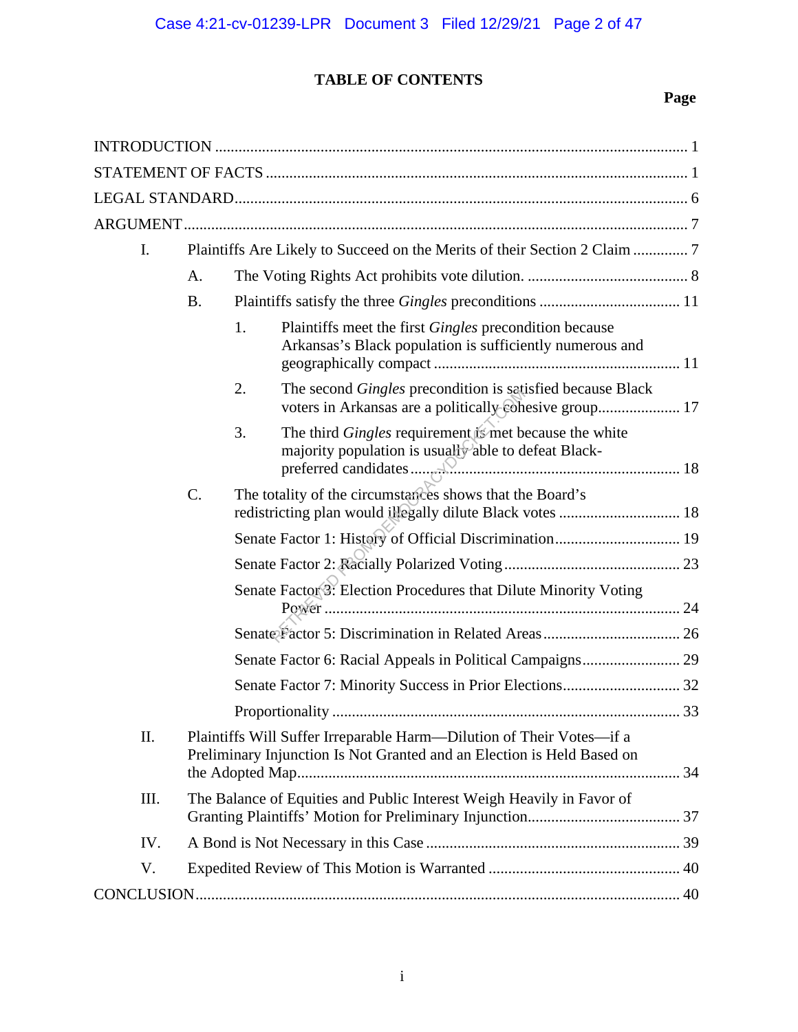# TABLE OF CONTENTS

| | Page |
|---|---|
| INTRODUCTION | 1 |
| STATEMENT OF FACTS | 1 |
| LEGAL STANDARD | 6 |
| ARGUMENT | 7 |
| I. Plaintiffs Are Likely to Succeed on the Merits of their Section 2 Claim | 7 |
| A. The Voting Rights Act prohibits vote dilution. | 8 |
| B. Plaintiffs satisfy the three *Gingles* preconditions | 11 |
| 1. Plaintiffs meet the first *Gingles* precondition because Arkansas's Black population is sufficiently numerous and geographically compact | 11 |
| 2. The second *Gingles* precondition is satisfied because Black voters in Arkansas are a politically cohesive group | 17 |
| 3. The third *Gingles* requirement is met because the white majority population is usually able to defeat Black-preferred candidates | 18 |
| C. The totality of the circumstances shows that the Board's redistricting plan would illegally dilute Black votes | 18 |
| Senate Factor 1: History of Official Discrimination | 19 |
| Senate Factor 2: Racially Polarized Voting | 23 |
| Senate Factor 3: Election Procedures that Dilute Minority Voting Power | 24 |
| Senate Factor 5: Discrimination in Related Areas | 26 |
| Senate Factor 6: Racial Appeals in Political Campaigns | 29 |
| Senate Factor 7: Minority Success in Prior Elections | 32 |
| Proportionality | 33 |
| II. Plaintiffs Will Suffer Irreparable Harm—Dilution of Their Votes—if a Preliminary Injunction Is Not Granted and an Election is Held Based on the Adopted Map | 34 |
| III. The Balance of Equities and Public Interest Weigh Heavily in Favor of Granting Plaintiffs' Motion for Preliminary Injunction | 37 |
| IV. A Bond is Not Necessary in this Case | 39 |
| V. Expedited Review of This Motion is Warranted | 40 |
| CONCLUSION | 40 |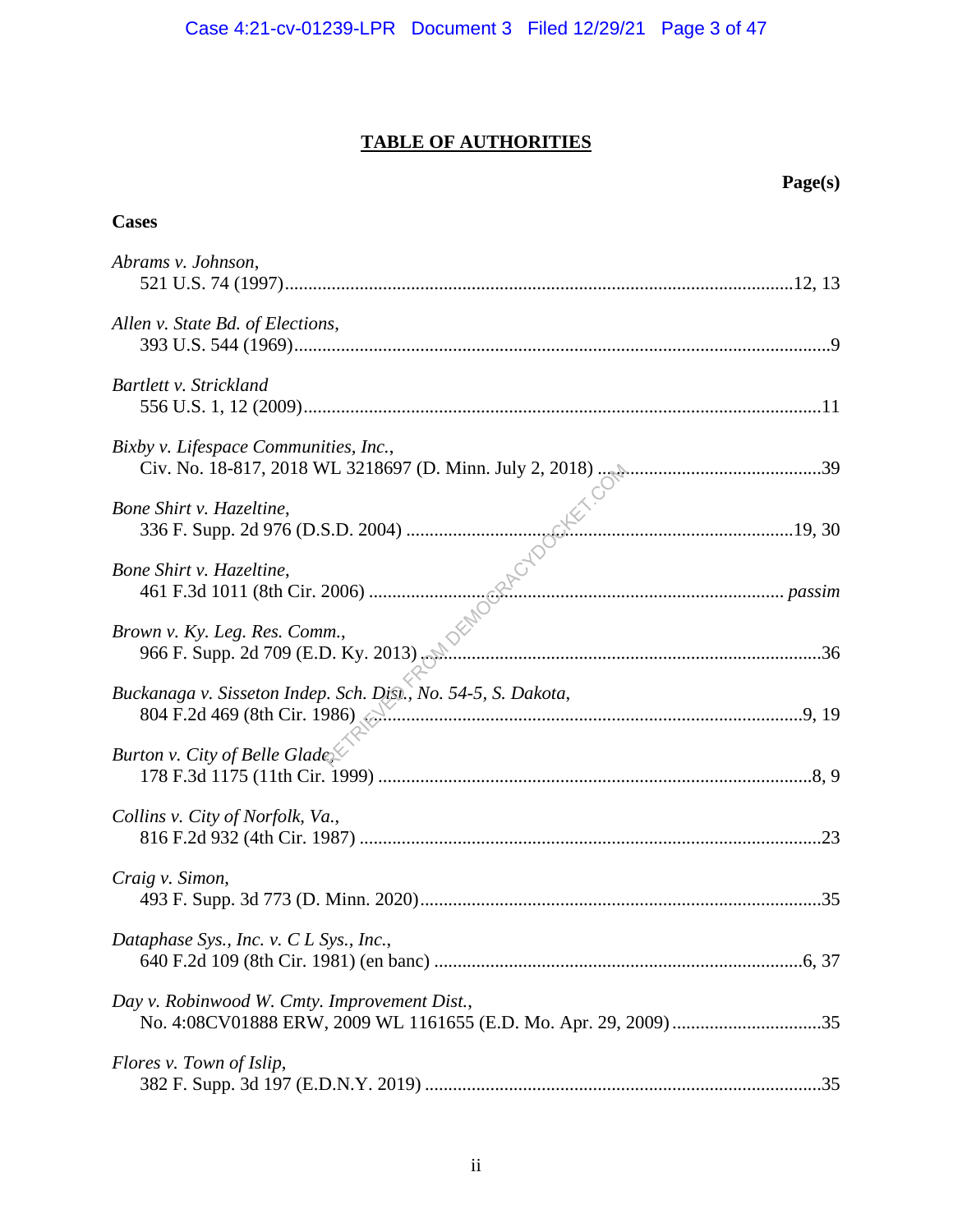# TABLE OF AUTHORITIES

**Page(s)**

**Cases**

*Abrams v. Johnson*,
521 U.S. 74 (1997) ... 12, 13

*Allen v. State Bd. of Elections*,
393 U.S. 544 (1969) ... 9

*Bartlett v. Strickland*
556 U.S. 1, 12 (2009) ... 11

*Bixby v. Lifespace Communities, Inc.*,
Civ. No. 18-817, 2018 WL 3218697 (D. Minn. July 2, 2018) ... 39

*Bone Shirt v. Hazeltine*,
336 F. Supp. 2d 976 (D.S.D. 2004) ... 19, 30

*Bone Shirt v. Hazeltine*,
461 F.3d 1011 (8th Cir. 2006) ... *passim*

*Brown v. Ky. Leg. Res. Comm.*,
966 F. Supp. 2d 709 (E.D. Ky. 2013) ... 36

*Buckanaga v. Sisseton Indep. Sch. Dist., No. 54-5, S. Dakota*,
804 F.2d 469 (8th Cir. 1986) ... 9, 19

*Burton v. City of Belle Glade*,
178 F.3d 1175 (11th Cir. 1999) ... 8, 9

*Collins v. City of Norfolk, Va.*,
816 F.2d 932 (4th Cir. 1987) ... 23

*Craig v. Simon*,
493 F. Supp. 3d 773 (D. Minn. 2020) ... 35

*Dataphase Sys., Inc. v. C L Sys., Inc.*,
640 F.2d 109 (8th Cir. 1981) (en banc) ... 6, 37

*Day v. Robinwood W. Cmty. Improvement Dist.*,
No. 4:08CV01888 ERW, 2009 WL 1161655 (E.D. Mo. Apr. 29, 2009) ... 35

*Flores v. Town of Islip*,
382 F. Supp. 3d 197 (E.D.N.Y. 2019) ... 35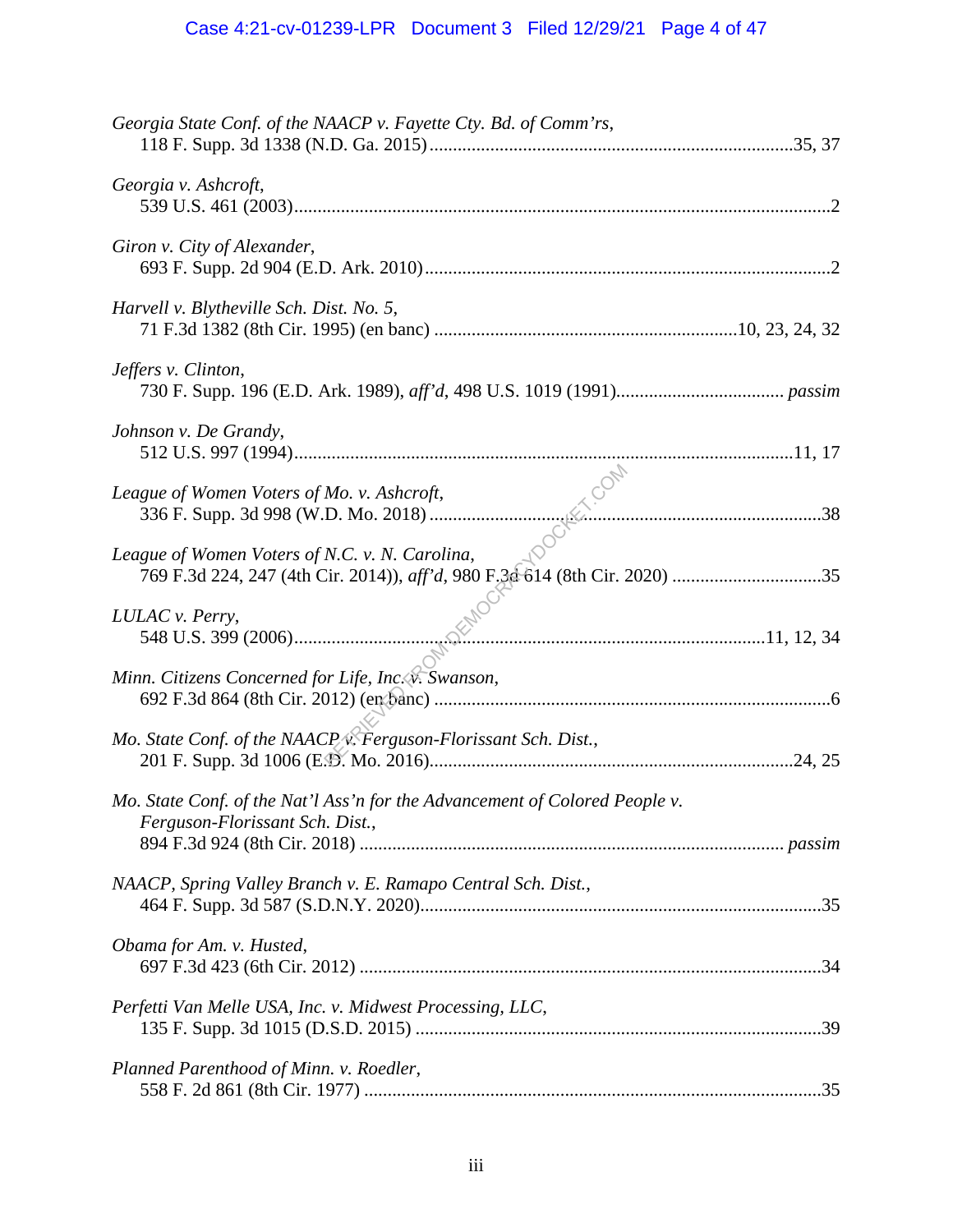*Georgia State Conf. of the NAACP v. Fayette Cty. Bd. of Comm'rs*,
118 F. Supp. 3d 1338 (N.D. Ga. 2015) .......................................................................... 35, 37

*Georgia v. Ashcroft*,
539 U.S. 461 (2003) ........................................................................................................ 2

*Giron v. City of Alexander*,
693 F. Supp. 2d 904 (E.D. Ark. 2010) .............................................................................. 2

*Harvell v. Blytheville Sch. Dist. No. 5*,
71 F.3d 1382 (8th Cir. 1995) (en banc) ........................................................ 10, 23, 24, 32

*Jeffers v. Clinton*,
730 F. Supp. 196 (E.D. Ark. 1989), *aff'd*, 498 U.S. 1019 (1991) .................................. *passim*

*Johnson v. De Grandy*,
512 U.S. 997 (1994) ................................................................................................ 11, 17

*League of Women Voters of Mo. v. Ashcroft*,
336 F. Supp. 3d 998 (W.D. Mo. 2018) ........................................................................... 38

*League of Women Voters of N.C. v. N. Carolina*,
769 F.3d 224, 247 (4th Cir. 2014)), *aff'd*, 980 F.3d 614 (8th Cir. 2020) ............................ 35

*LULAC v. Perry*,
548 U.S. 399 (2006) ........................................................................................... 11, 12, 34

*Minn. Citizens Concerned for Life, Inc. v. Swanson*,
692 F.3d 864 (8th Cir. 2012) (en banc) ............................................................................ 6

*Mo. State Conf. of the NAACP v. Ferguson-Florissant Sch. Dist.*,
201 F. Supp. 3d 1006 (E.D. Mo. 2016) ...................................................................... 24, 25

*Mo. State Conf. of the Nat'l Ass'n for the Advancement of Colored People v. Ferguson-Florissant Sch. Dist.*,
894 F.3d 924 (8th Cir. 2018) ..................................................................................... *passim*

*NAACP, Spring Valley Branch v. E. Ramapo Central Sch. Dist.*,
464 F. Supp. 3d 587 (S.D.N.Y. 2020) ............................................................................. 35

*Obama for Am. v. Husted*,
697 F.3d 423 (6th Cir. 2012) ......................................................................................... 34

*Perfetti Van Melle USA, Inc. v. Midwest Processing, LLC*,
135 F. Supp. 3d 1015 (D.S.D. 2015) .............................................................................. 39

*Planned Parenthood of Minn. v. Roedler*,
558 F. 2d 861 (8th Cir. 1977) ......................................................................................... 35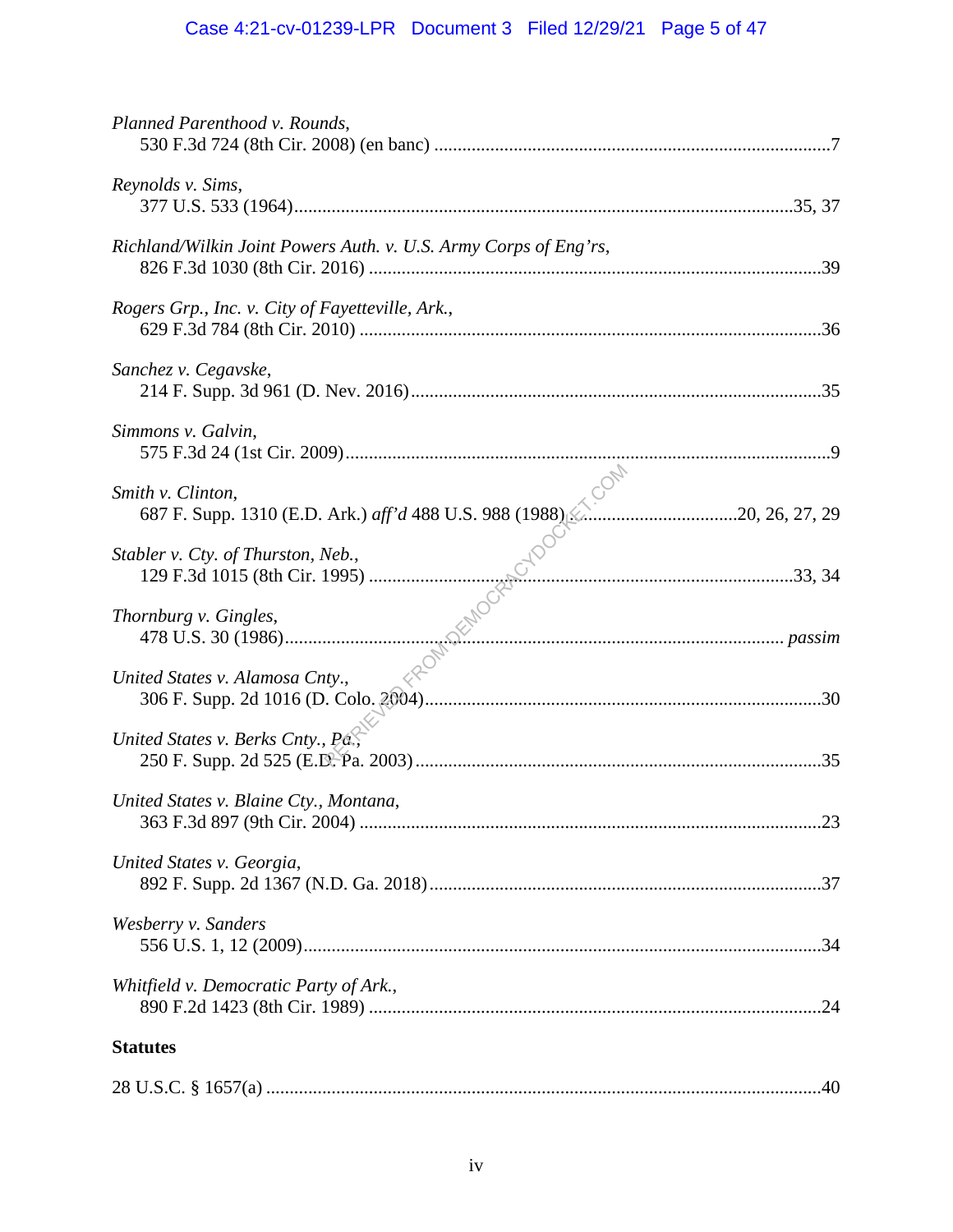*Planned Parenthood v. Rounds*,
530 F.3d 724 (8th Cir. 2008) (en banc) ....................................................................................7

*Reynolds v. Sims*,
377 U.S. 533 (1964)...........................................................................................................35, 37

*Richland/Wilkin Joint Powers Auth. v. U.S. Army Corps of Eng'rs*,
826 F.3d 1030 (8th Cir. 2016) ................................................................................................39

*Rogers Grp., Inc. v. City of Fayetteville, Ark.*,
629 F.3d 784 (8th Cir. 2010) ..................................................................................................36

*Sanchez v. Cegavske*,
214 F. Supp. 3d 961 (D. Nev. 2016).......................................................................................35

*Simmons v. Galvin*,
575 F.3d 24 (1st Cir. 2009).......................................................................................................9

*Smith v. Clinton*,
687 F. Supp. 1310 (E.D. Ark.) *aff'd* 488 U.S. 988 (1988)................................20, 26, 27, 29

*Stabler v. Cty. of Thurston, Neb.*,
129 F.3d 1015 (8th Cir. 1995) ..........................................................................................33, 34

*Thornburg v. Gingles*,
478 U.S. 30 (1986)........................................................................................................... *passim*

*United States v. Alamosa Cnty*.,
306 F. Supp. 2d 1016 (D. Colo. 2004)....................................................................................30

*United States v. Berks Cnty., Pa.*,
250 F. Supp. 2d 525 (E.D. Pa. 2003)......................................................................................35

*United States v. Blaine Cty., Montana*,
363 F.3d 897 (9th Cir. 2004) ..................................................................................................23

*United States v. Georgia*,
892 F. Supp. 2d 1367 (N.D. Ga. 2018)...................................................................................37

*Wesberry v. Sanders*
556 U.S. 1, 12 (2009)..............................................................................................................34

*Whitfield v. Democratic Party of Ark.*,
890 F.2d 1423 (8th Cir. 1989) ................................................................................................24

**Statutes**

28 U.S.C. § 1657(a) ......................................................................................................................40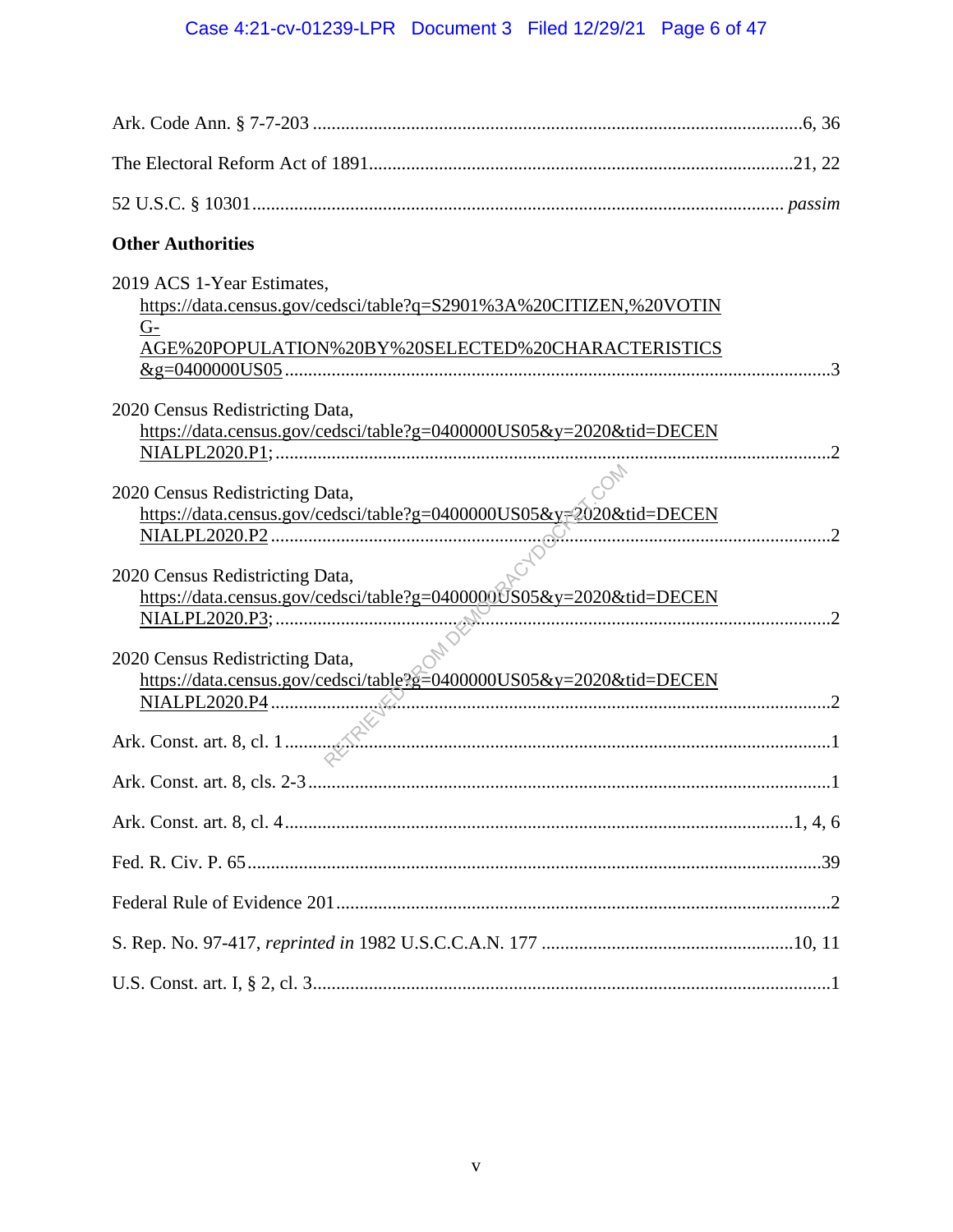Ark. Code Ann. § 7-7-203 ........................................................................................................6, 36

The Electoral Reform Act of 1891..........................................................................................21, 22

52 U.S.C. § 10301................................................................................................................ *passim*

**Other Authorities**

2019 ACS 1-Year Estimates, https://data.census.gov/cedsci/table?q=S2901%3A%20CITIZEN,%20VOTING-AGE%20POPULATION%20BY%20SELECTED%20CHARACTERISTICS&g=0400000US05....................................................................................................................3

2020 Census Redistricting Data, https://data.census.gov/cedsci/table?g=0400000US05&y=2020&tid=DECENNIALPL2020.P1;.....................................................................................................................2

2020 Census Redistricting Data, https://data.census.gov/cedsci/table?g=0400000US05&y=2020&tid=DECENNIALPL2020.P2.......................................................................................................................2

2020 Census Redistricting Data, https://data.census.gov/cedsci/table?g=0400000US05&y=2020&tid=DECENNIALPL2020.P3;.....................................................................................................................2

2020 Census Redistricting Data, https://data.census.gov/cedsci/table?g=0400000US05&y=2020&tid=DECENNIALPL2020.P4.......................................................................................................................2

Ark. Const. art. 8, cl. 1.....................................................................................................................1

Ark. Const. art. 8, cls. 2-3................................................................................................................1

Ark. Const. art. 8, cl. 4............................................................................................................1, 4, 6

Fed. R. Civ. P. 65..........................................................................................................................39

Federal Rule of Evidence 201..........................................................................................................2

S. Rep. No. 97-417, *reprinted in* 1982 U.S.C.C.A.N. 177 ......................................................10, 11

U.S. Const. art. I, § 2, cl. 3...............................................................................................................1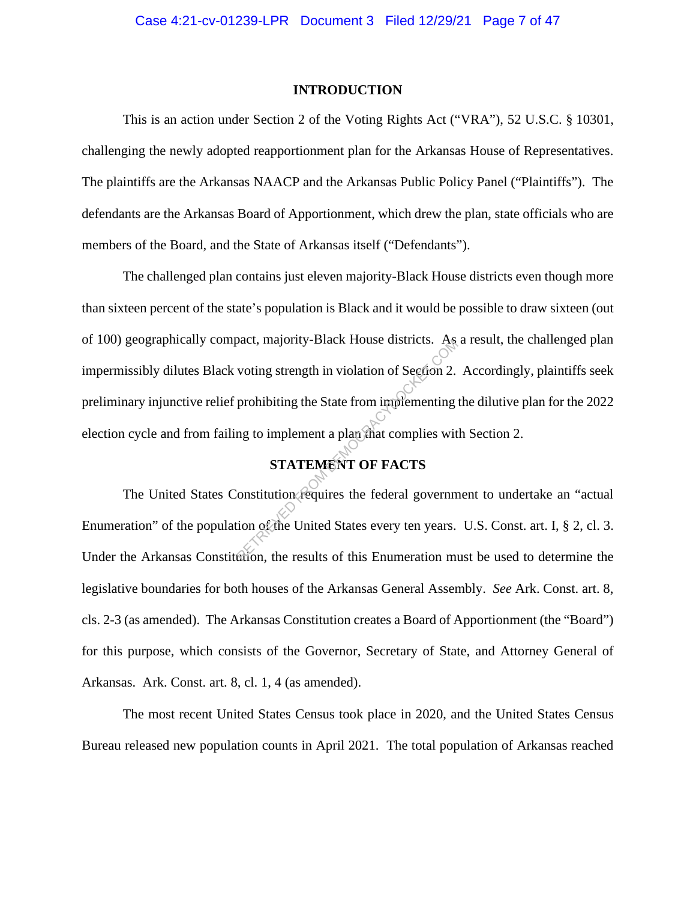## INTRODUCTION

This is an action under Section 2 of the Voting Rights Act ("VRA"), 52 U.S.C. § 10301, challenging the newly adopted reapportionment plan for the Arkansas House of Representatives. The plaintiffs are the Arkansas NAACP and the Arkansas Public Policy Panel ("Plaintiffs"). The defendants are the Arkansas Board of Apportionment, which drew the plan, state officials who are members of the Board, and the State of Arkansas itself ("Defendants").

The challenged plan contains just eleven majority-Black House districts even though more than sixteen percent of the state's population is Black and it would be possible to draw sixteen (out of 100) geographically compact, majority-Black House districts. As a result, the challenged plan impermissibly dilutes Black voting strength in violation of Section 2. Accordingly, plaintiffs seek preliminary injunctive relief prohibiting the State from implementing the dilutive plan for the 2022 election cycle and from failing to implement a plan that complies with Section 2.

## STATEMENT OF FACTS

The United States Constitution requires the federal government to undertake an "actual Enumeration" of the population of the United States every ten years. U.S. Const. art. I, § 2, cl. 3. Under the Arkansas Constitution, the results of this Enumeration must be used to determine the legislative boundaries for both houses of the Arkansas General Assembly. *See* Ark. Const. art. 8, cls. 2-3 (as amended). The Arkansas Constitution creates a Board of Apportionment (the "Board") for this purpose, which consists of the Governor, Secretary of State, and Attorney General of Arkansas. Ark. Const. art. 8, cl. 1, 4 (as amended).

The most recent United States Census took place in 2020, and the United States Census Bureau released new population counts in April 2021. The total population of Arkansas reached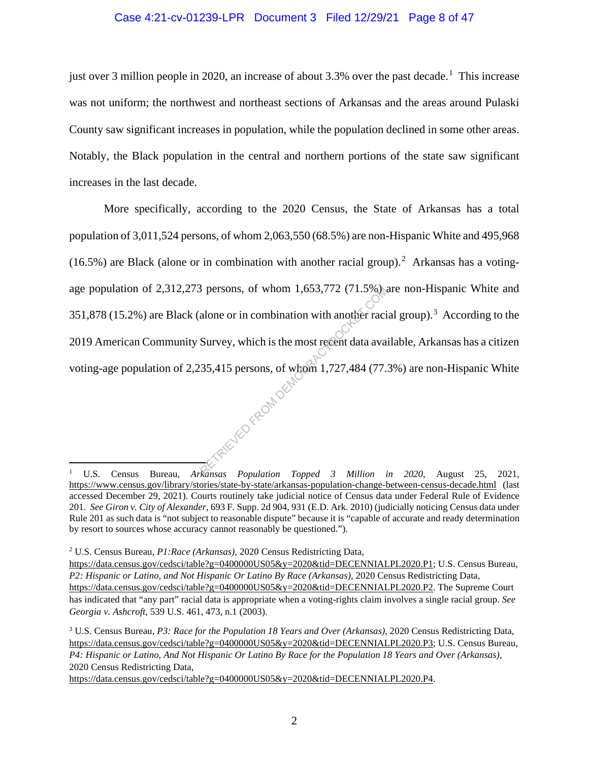just over 3 million people in 2020, an increase of about 3.3% over the past decade.[1] This increase was not uniform; the northwest and northeast sections of Arkansas and the areas around Pulaski County saw significant increases in population, while the population declined in some other areas. Notably, the Black population in the central and northern portions of the state saw significant increases in the last decade.

More specifically, according to the 2020 Census, the State of Arkansas has a total population of 3,011,524 persons, of whom 2,063,550 (68.5%) are non-Hispanic White and 495,968 (16.5%) are Black (alone or in combination with another racial group).[2] Arkansas has a voting-age population of 2,312,273 persons, of whom 1,653,772 (71.5%) are non-Hispanic White and 351,878 (15.2%) are Black (alone or in combination with another racial group).[3] According to the 2019 American Community Survey, which is the most recent data available, Arkansas has a citizen voting-age population of 2,235,415 persons, of whom 1,727,484 (77.3%) are non-Hispanic White

---

[1] U.S. Census Bureau, *Arkansas Population Topped 3 Million in 2020*, August 25, 2021, https://www.census.gov/library/stories/state-by-state/arkansas-population-change-between-census-decade.html (last accessed December 29, 2021). Courts routinely take judicial notice of Census data under Federal Rule of Evidence 201. *See Giron v. City of Alexander*, 693 F. Supp. 2d 904, 931 (E.D. Ark. 2010) (judicially noticing Census data under Rule 201 as such data is "not subject to reasonable dispute" because it is "capable of accurate and ready determination by resort to sources whose accuracy cannot reasonably be questioned.").

[2] U.S. Census Bureau, *P1:Race (Arkansas)*, 2020 Census Redistricting Data, https://data.census.gov/cedsci/table?g=0400000US05&y=2020&tid=DECENNIALPL2020.P1; U.S. Census Bureau, *P2: Hispanic or Latino, and Not Hispanic Or Latino By Race (Arkansas)*, 2020 Census Redistricting Data, https://data.census.gov/cedsci/table?g=0400000US05&y=2020&tid=DECENNIALPL2020.P2. The Supreme Court has indicated that "any part" racial data is appropriate when a voting-rights claim involves a single racial group. *See Georgia v. Ashcroft*, 539 U.S. 461, 473, n.1 (2003).

[3] U.S. Census Bureau, *P3: Race for the Population 18 Years and Over (Arkansas)*, 2020 Census Redistricting Data, https://data.census.gov/cedsci/table?g=0400000US05&y=2020&tid=DECENNIALPL2020.P3; U.S. Census Bureau, *P4: Hispanic or Latino, And Not Hispanic Or Latino By Race for the Population 18 Years and Over (Arkansas)*, 2020 Census Redistricting Data, https://data.census.gov/cedsci/table?g=0400000US05&y=2020&tid=DECENNIALPL2020.P4.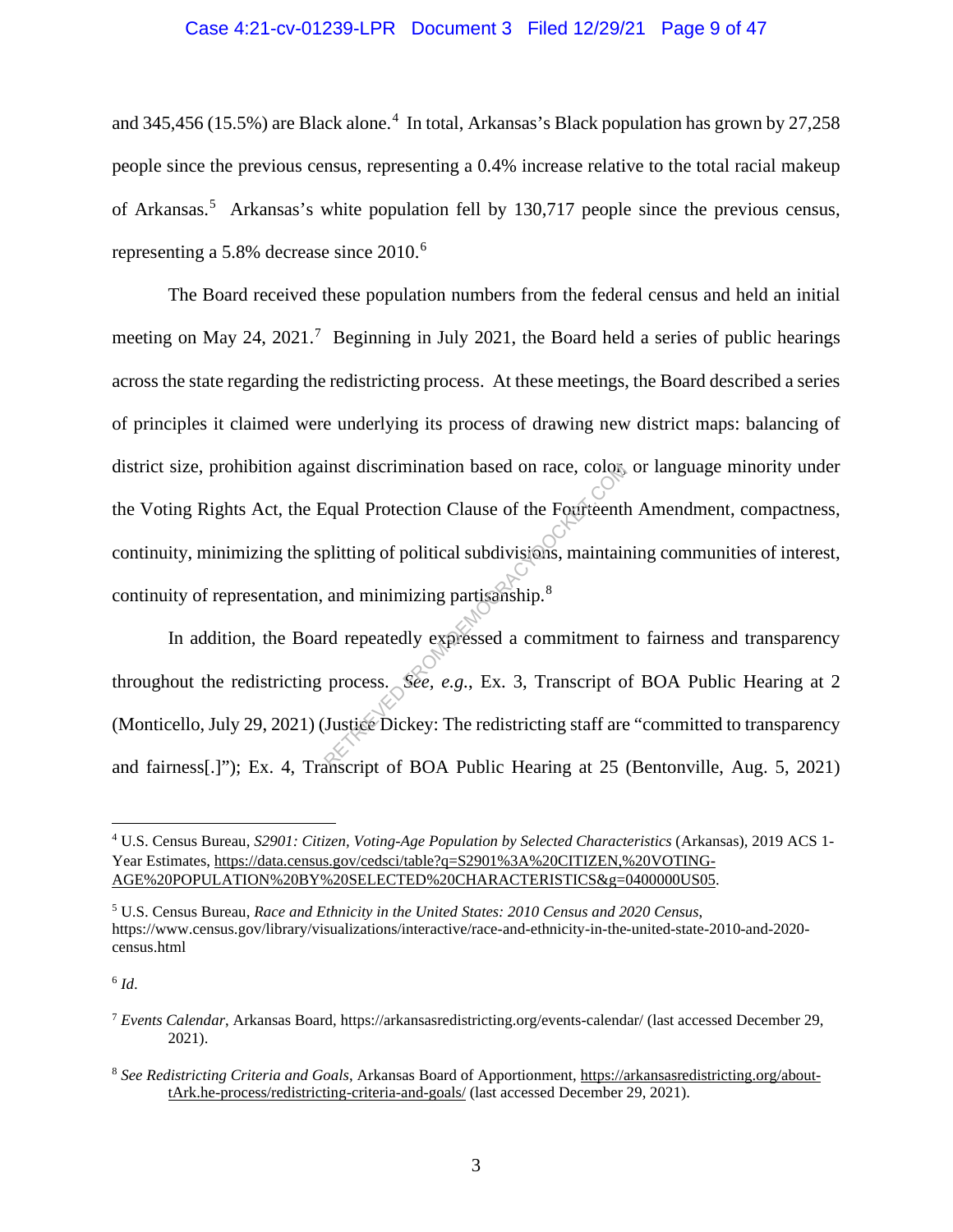and 345,456 (15.5%) are Black alone.[4] In total, Arkansas's Black population has grown by 27,258 people since the previous census, representing a 0.4% increase relative to the total racial makeup of Arkansas.[5] Arkansas's white population fell by 130,717 people since the previous census, representing a 5.8% decrease since 2010.[6]

The Board received these population numbers from the federal census and held an initial meeting on May 24, 2021.[7] Beginning in July 2021, the Board held a series of public hearings across the state regarding the redistricting process. At these meetings, the Board described a series of principles it claimed were underlying its process of drawing new district maps: balancing of district size, prohibition against discrimination based on race, color, or language minority under the Voting Rights Act, the Equal Protection Clause of the Fourteenth Amendment, compactness, continuity, minimizing the splitting of political subdivisions, maintaining communities of interest, continuity of representation, and minimizing partisanship.[8]

In addition, the Board repeatedly expressed a commitment to fairness and transparency throughout the redistricting process. *See, e.g.*, Ex. 3, Transcript of BOA Public Hearing at 2 (Monticello, July 29, 2021) (Justice Dickey: The redistricting staff are "committed to transparency and fairness[.]"); Ex. 4, Transcript of BOA Public Hearing at 25 (Bentonville, Aug. 5, 2021)

---

[4] U.S. Census Bureau, *S2901: Citizen, Voting-Age Population by Selected Characteristics* (Arkansas), 2019 ACS 1-Year Estimates, https://data.census.gov/cedsci/table?q=S2901%3A%20CITIZEN,%20VOTING-AGE%20POPULATION%20BY%20SELECTED%20CHARACTERISTICS&g=0400000US05.

[5] U.S. Census Bureau, *Race and Ethnicity in the United States: 2010 Census and 2020 Census*, https://www.census.gov/library/visualizations/interactive/race-and-ethnicity-in-the-united-state-2010-and-2020-census.html

[6] *Id*.

[7] *Events Calendar*, Arkansas Board, https://arkansasredistricting.org/events-calendar/ (last accessed December 29, 2021).

[8] *See Redistricting Criteria and Goals*, Arkansas Board of Apportionment, https://arkansasredistricting.org/about-tArk.he-process/redistricting-criteria-and-goals/ (last accessed December 29, 2021).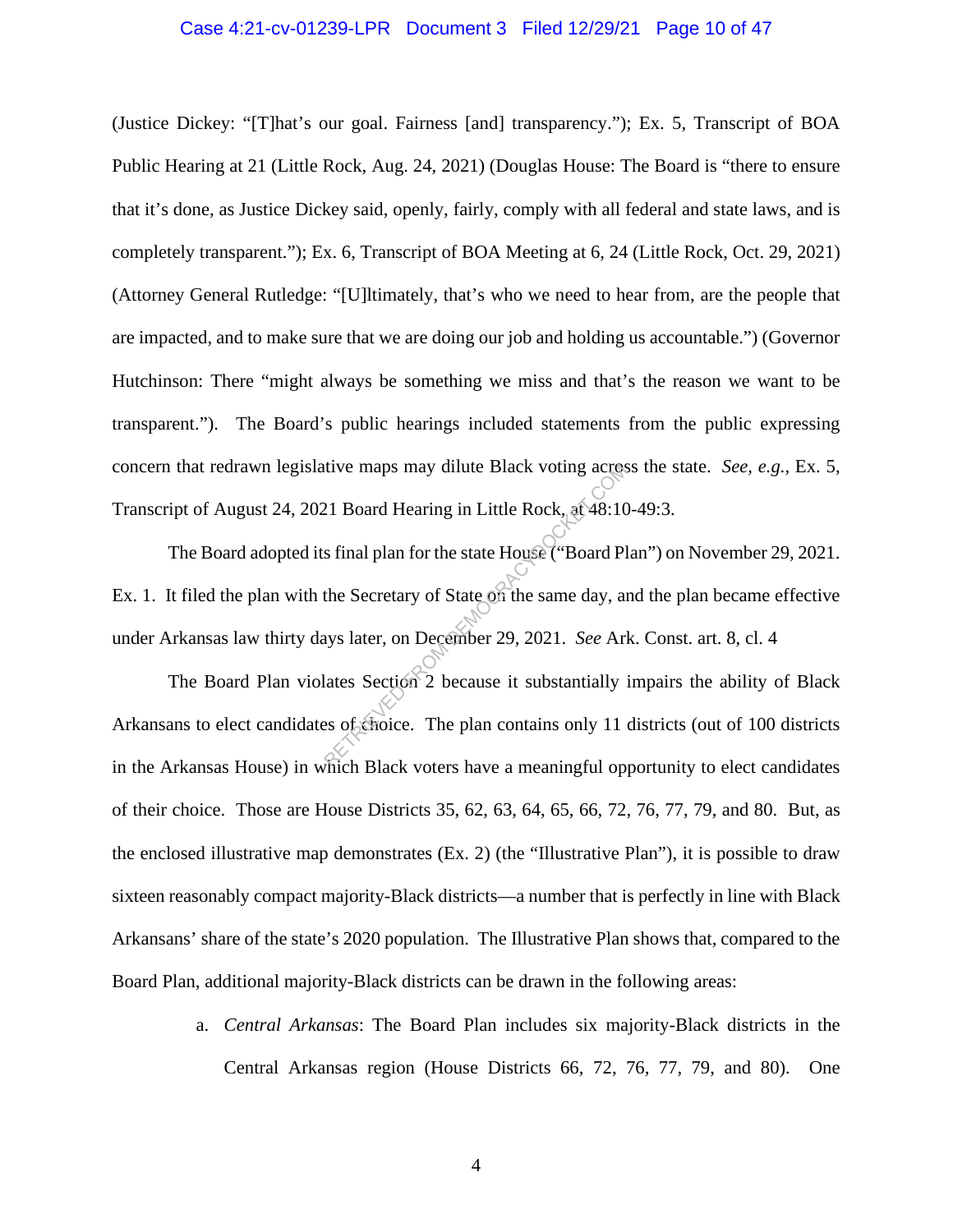(Justice Dickey: "[T]hat's our goal. Fairness [and] transparency."); Ex. 5, Transcript of BOA Public Hearing at 21 (Little Rock, Aug. 24, 2021) (Douglas House: The Board is "there to ensure that it's done, as Justice Dickey said, openly, fairly, comply with all federal and state laws, and is completely transparent."); Ex. 6, Transcript of BOA Meeting at 6, 24 (Little Rock, Oct. 29, 2021) (Attorney General Rutledge: "[U]ltimately, that's who we need to hear from, are the people that are impacted, and to make sure that we are doing our job and holding us accountable.") (Governor Hutchinson: There "might always be something we miss and that's the reason we want to be transparent."). The Board's public hearings included statements from the public expressing concern that redrawn legislative maps may dilute Black voting across the state. *See, e.g.*, Ex. 5, Transcript of August 24, 2021 Board Hearing in Little Rock, at 48:10-49:3.

The Board adopted its final plan for the state House ("Board Plan") on November 29, 2021. Ex. 1. It filed the plan with the Secretary of State on the same day, and the plan became effective under Arkansas law thirty days later, on December 29, 2021. *See* Ark. Const. art. 8, cl. 4

The Board Plan violates Section 2 because it substantially impairs the ability of Black Arkansans to elect candidates of choice. The plan contains only 11 districts (out of 100 districts in the Arkansas House) in which Black voters have a meaningful opportunity to elect candidates of their choice. Those are House Districts 35, 62, 63, 64, 65, 66, 72, 76, 77, 79, and 80. But, as the enclosed illustrative map demonstrates (Ex. 2) (the "Illustrative Plan"), it is possible to draw sixteen reasonably compact majority-Black districts—a number that is perfectly in line with Black Arkansans' share of the state's 2020 population. The Illustrative Plan shows that, compared to the Board Plan, additional majority-Black districts can be drawn in the following areas:

a. *Central Arkansas*: The Board Plan includes six majority-Black districts in the Central Arkansas region (House Districts 66, 72, 76, 77, 79, and 80). One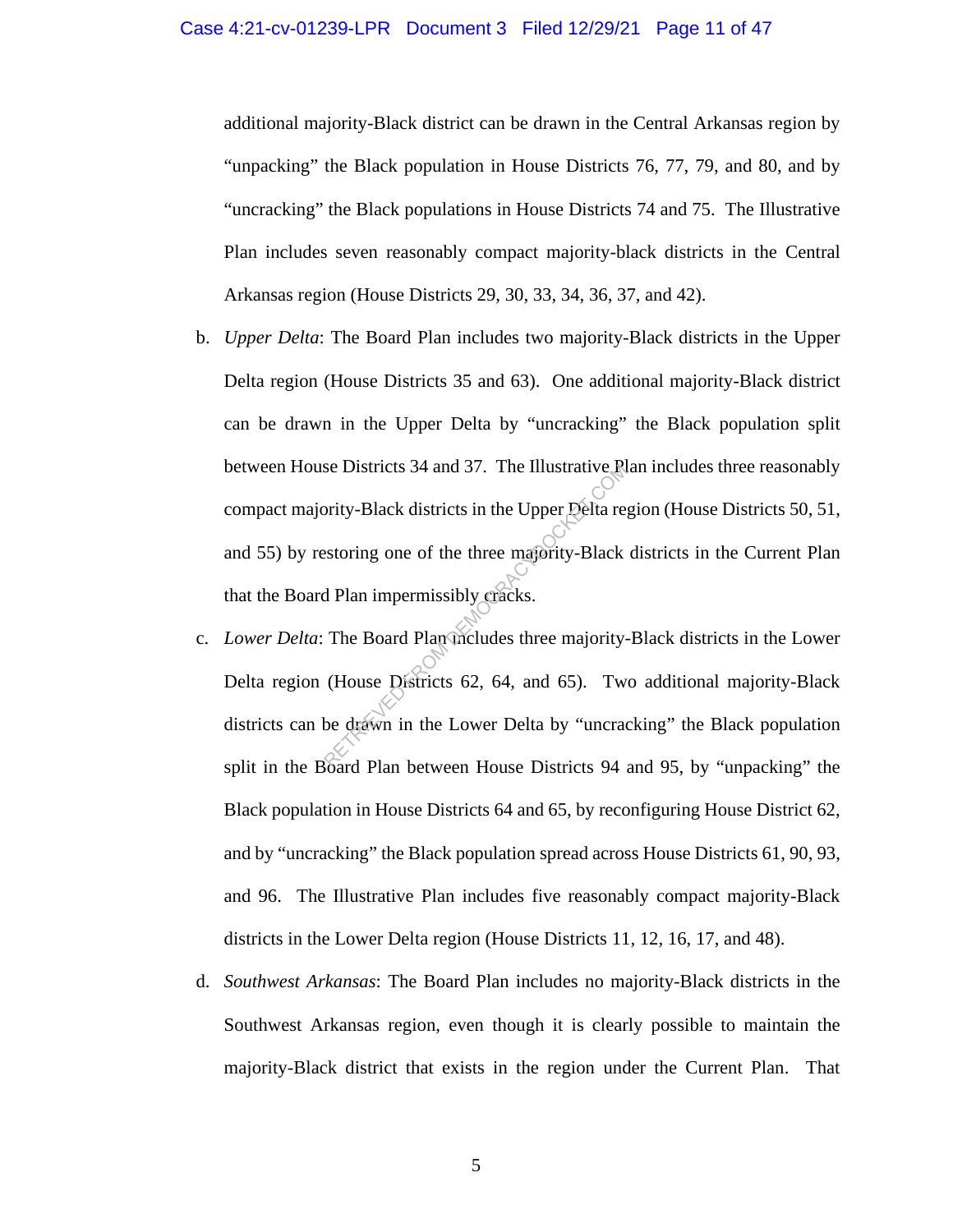additional majority-Black district can be drawn in the Central Arkansas region by "unpacking" the Black population in House Districts 76, 77, 79, and 80, and by "uncracking" the Black populations in House Districts 74 and 75. The Illustrative Plan includes seven reasonably compact majority-black districts in the Central Arkansas region (House Districts 29, 30, 33, 34, 36, 37, and 42).

b. *Upper Delta*: The Board Plan includes two majority-Black districts in the Upper Delta region (House Districts 35 and 63). One additional majority-Black district can be drawn in the Upper Delta by "uncracking" the Black population split between House Districts 34 and 37. The Illustrative Plan includes three reasonably compact majority-Black districts in the Upper Delta region (House Districts 50, 51, and 55) by restoring one of the three majority-Black districts in the Current Plan that the Board Plan impermissibly cracks.

c. *Lower Delta*: The Board Plan includes three majority-Black districts in the Lower Delta region (House Districts 62, 64, and 65). Two additional majority-Black districts can be drawn in the Lower Delta by "uncracking" the Black population split in the Board Plan between House Districts 94 and 95, by "unpacking" the Black population in House Districts 64 and 65, by reconfiguring House District 62, and by "uncracking" the Black population spread across House Districts 61, 90, 93, and 96. The Illustrative Plan includes five reasonably compact majority-Black districts in the Lower Delta region (House Districts 11, 12, 16, 17, and 48).

d. *Southwest Arkansas*: The Board Plan includes no majority-Black districts in the Southwest Arkansas region, even though it is clearly possible to maintain the majority-Black district that exists in the region under the Current Plan. That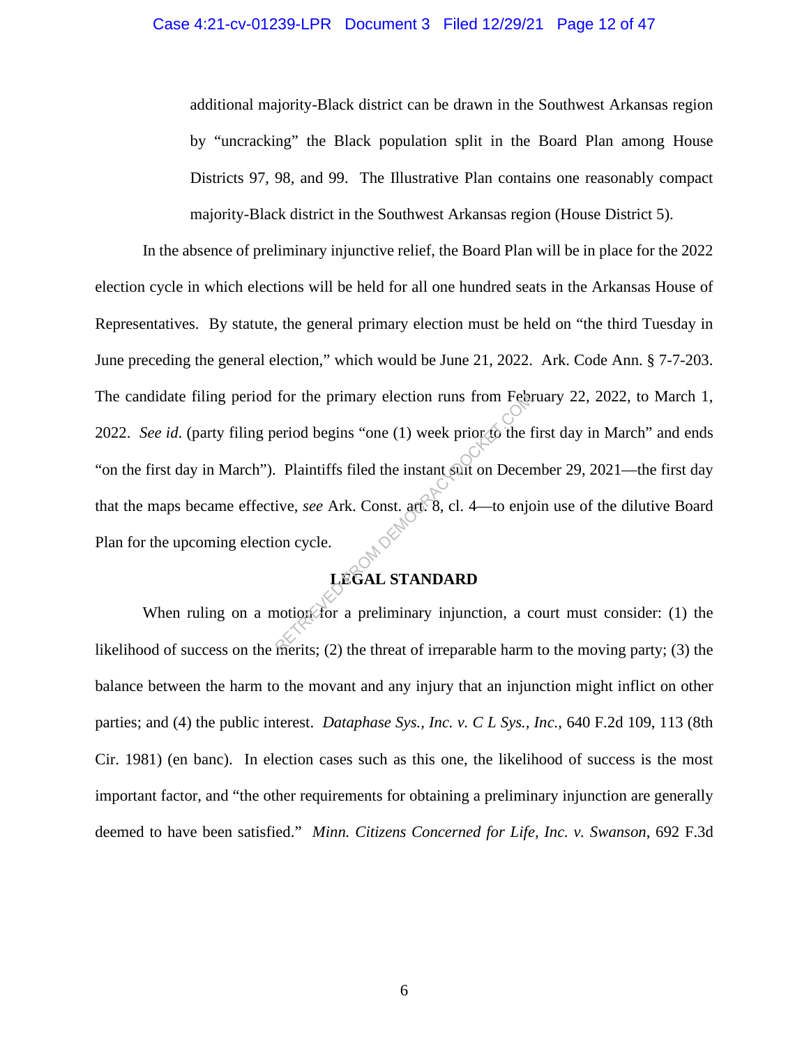additional majority-Black district can be drawn in the Southwest Arkansas region by "uncracking" the Black population split in the Board Plan among House Districts 97, 98, and 99. The Illustrative Plan contains one reasonably compact majority-Black district in the Southwest Arkansas region (House District 5).

In the absence of preliminary injunctive relief, the Board Plan will be in place for the 2022 election cycle in which elections will be held for all one hundred seats in the Arkansas House of Representatives. By statute, the general primary election must be held on "the third Tuesday in June preceding the general election," which would be June 21, 2022. Ark. Code Ann. § 7-7-203. The candidate filing period for the primary election runs from February 22, 2022, to March 1, 2022. *See id.* (party filing period begins "one (1) week prior to the first day in March" and ends "on the first day in March"). Plaintiffs filed the instant suit on December 29, 2021—the first day that the maps became effective, *see* Ark. Const. art. 8, cl. 4—to enjoin use of the dilutive Board Plan for the upcoming election cycle.

## LEGAL STANDARD

When ruling on a motion for a preliminary injunction, a court must consider: (1) the likelihood of success on the merits; (2) the threat of irreparable harm to the moving party; (3) the balance between the harm to the movant and any injury that an injunction might inflict on other parties; and (4) the public interest. *Dataphase Sys., Inc. v. C L Sys., Inc.*, 640 F.2d 109, 113 (8th Cir. 1981) (en banc). In election cases such as this one, the likelihood of success is the most important factor, and "the other requirements for obtaining a preliminary injunction are generally deemed to have been satisfied." *Minn. Citizens Concerned for Life, Inc. v. Swanson*, 692 F.3d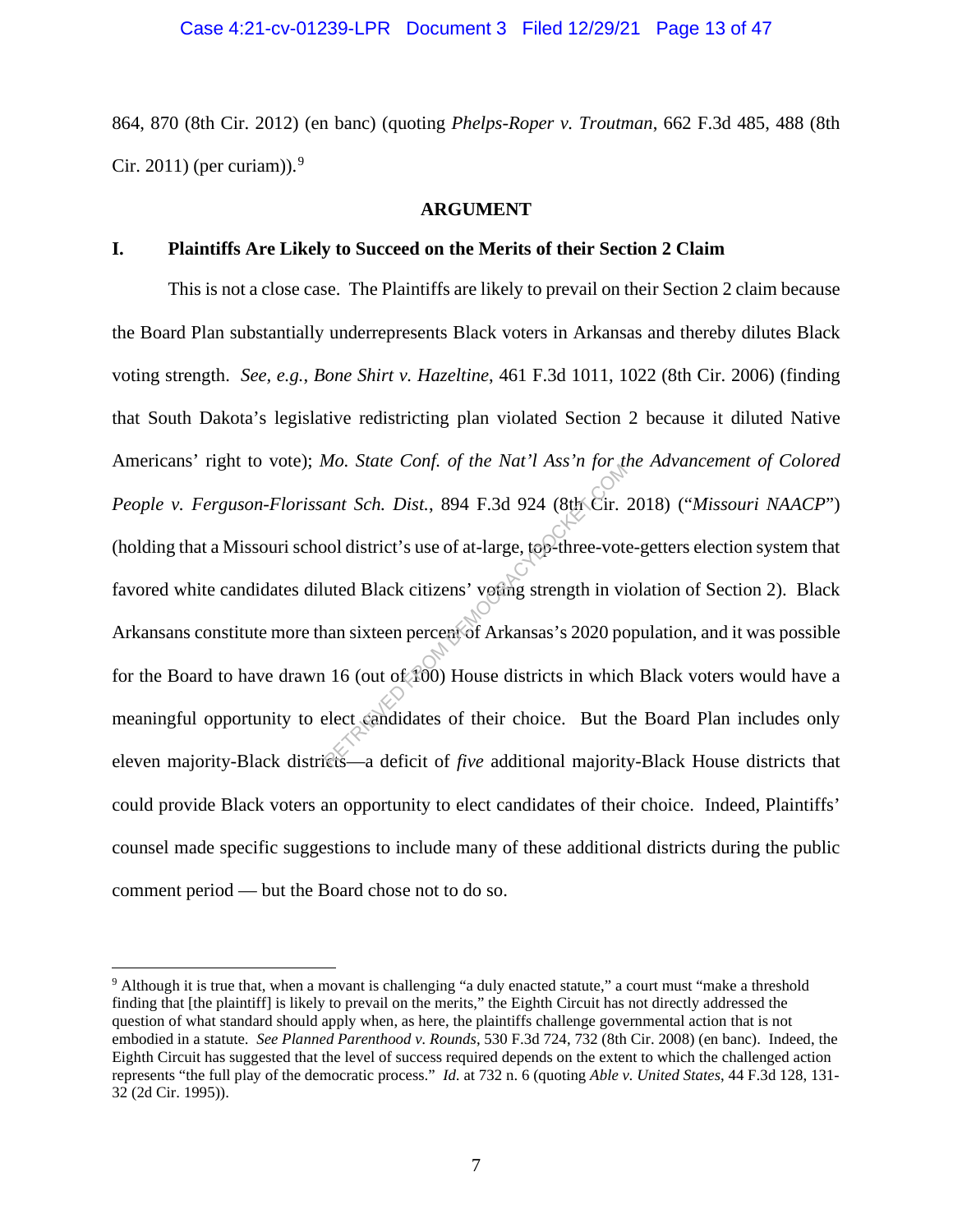864, 870 (8th Cir. 2012) (en banc) (quoting *Phelps-Roper v. Troutman*, 662 F.3d 485, 488 (8th Cir. 2011) (per curiam)).[9]

## ARGUMENT

### I. Plaintiffs Are Likely to Succeed on the Merits of their Section 2 Claim

This is not a close case. The Plaintiffs are likely to prevail on their Section 2 claim because the Board Plan substantially underrepresents Black voters in Arkansas and thereby dilutes Black voting strength. *See, e.g.*, *Bone Shirt v. Hazeltine*, 461 F.3d 1011, 1022 (8th Cir. 2006) (finding that South Dakota's legislative redistricting plan violated Section 2 because it diluted Native Americans' right to vote); *Mo. State Conf. of the Nat'l Ass'n for the Advancement of Colored People v. Ferguson-Florissant Sch. Dist.*, 894 F.3d 924 (8th Cir. 2018) ("*Missouri NAACP*") (holding that a Missouri school district's use of at-large, top-three-vote-getters election system that favored white candidates diluted Black citizens' voting strength in violation of Section 2). Black Arkansans constitute more than sixteen percent of Arkansas's 2020 population, and it was possible for the Board to have drawn 16 (out of 100) House districts in which Black voters would have a meaningful opportunity to elect candidates of their choice. But the Board Plan includes only eleven majority-Black districts—a deficit of *five* additional majority-Black House districts that could provide Black voters an opportunity to elect candidates of their choice. Indeed, Plaintiffs' counsel made specific suggestions to include many of these additional districts during the public comment period — but the Board chose not to do so.

---

[9] Although it is true that, when a movant is challenging "a duly enacted statute," a court must "make a threshold finding that [the plaintiff] is likely to prevail on the merits," the Eighth Circuit has not directly addressed the question of what standard should apply when, as here, the plaintiffs challenge governmental action that is not embodied in a statute. *See Planned Parenthood v. Rounds*, 530 F.3d 724, 732 (8th Cir. 2008) (en banc). Indeed, the Eighth Circuit has suggested that the level of success required depends on the extent to which the challenged action represents "the full play of the democratic process." *Id.* at 732 n. 6 (quoting *Able v. United States*, 44 F.3d 128, 131-32 (2d Cir. 1995)).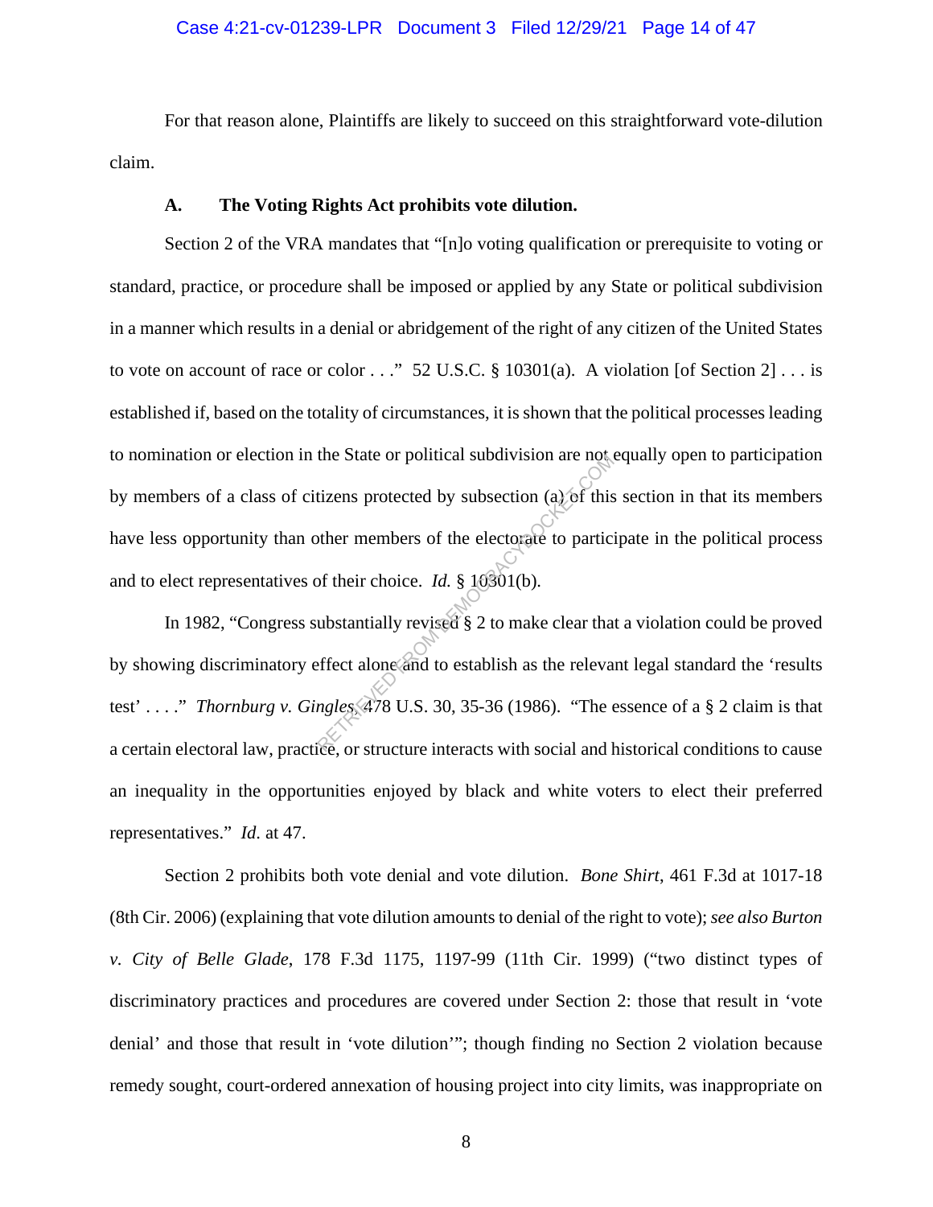For that reason alone, Plaintiffs are likely to succeed on this straightforward vote-dilution claim.

### A. The Voting Rights Act prohibits vote dilution.

Section 2 of the VRA mandates that "[n]o voting qualification or prerequisite to voting or standard, practice, or procedure shall be imposed or applied by any State or political subdivision in a manner which results in a denial or abridgement of the right of any citizen of the United States to vote on account of race or color . . ." 52 U.S.C. § 10301(a). A violation [of Section 2] . . . is established if, based on the totality of circumstances, it is shown that the political processes leading to nomination or election in the State or political subdivision are not equally open to participation by members of a class of citizens protected by subsection (a) of this section in that its members have less opportunity than other members of the electorate to participate in the political process and to elect representatives of their choice. *Id.* § 10301(b).

In 1982, "Congress substantially revised § 2 to make clear that a violation could be proved by showing discriminatory effect alone and to establish as the relevant legal standard the 'results test' . . . ." *Thornburg v. Gingles*, 478 U.S. 30, 35-36 (1986). "The essence of a § 2 claim is that a certain electoral law, practice, or structure interacts with social and historical conditions to cause an inequality in the opportunities enjoyed by black and white voters to elect their preferred representatives." *Id.* at 47.

Section 2 prohibits both vote denial and vote dilution. *Bone Shirt*, 461 F.3d at 1017-18 (8th Cir. 2006) (explaining that vote dilution amounts to denial of the right to vote); *see also Burton v. City of Belle Glade*, 178 F.3d 1175, 1197-99 (11th Cir. 1999) ("two distinct types of discriminatory practices and procedures are covered under Section 2: those that result in 'vote denial' and those that result in 'vote dilution'"; though finding no Section 2 violation because remedy sought, court-ordered annexation of housing project into city limits, was inappropriate on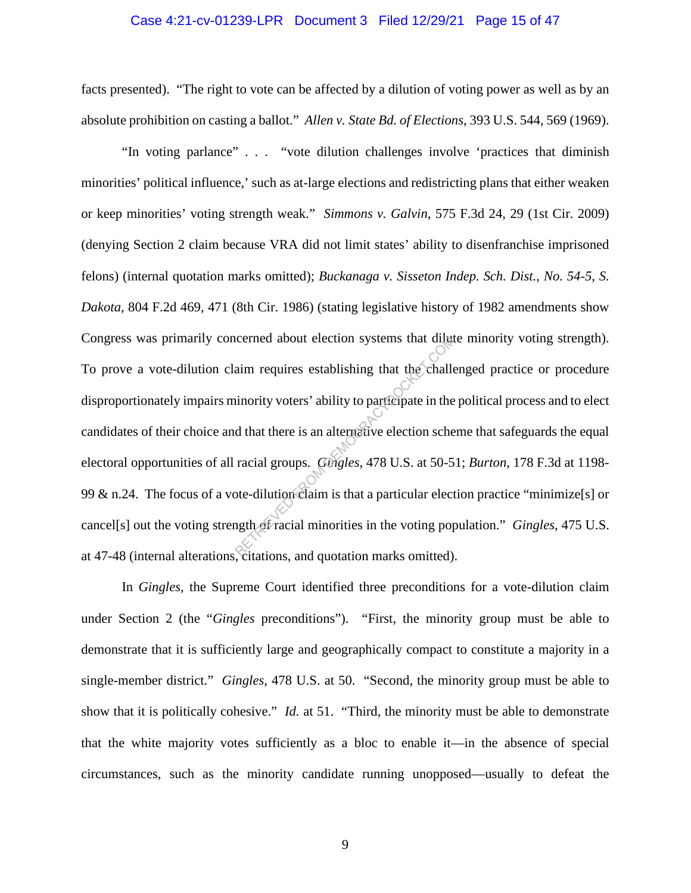facts presented). "The right to vote can be affected by a dilution of voting power as well as by an absolute prohibition on casting a ballot." *Allen v. State Bd. of Elections*, 393 U.S. 544, 569 (1969).

"In voting parlance" . . . "vote dilution challenges involve 'practices that diminish minorities' political influence,' such as at-large elections and redistricting plans that either weaken or keep minorities' voting strength weak." *Simmons v. Galvin*, 575 F.3d 24, 29 (1st Cir. 2009) (denying Section 2 claim because VRA did not limit states' ability to disenfranchise imprisoned felons) (internal quotation marks omitted); *Buckanaga v. Sisseton Indep. Sch. Dist., No. 54-5, S. Dakota*, 804 F.2d 469, 471 (8th Cir. 1986) (stating legislative history of 1982 amendments show Congress was primarily concerned about election systems that dilute minority voting strength). To prove a vote-dilution claim requires establishing that the challenged practice or procedure disproportionately impairs minority voters' ability to participate in the political process and to elect candidates of their choice and that there is an alternative election scheme that safeguards the equal electoral opportunities of all racial groups. *Gingles*, 478 U.S. at 50-51; *Burton*, 178 F.3d at 1198-99 & n.24. The focus of a vote-dilution claim is that a particular election practice "minimize[s] or cancel[s] out the voting strength of racial minorities in the voting population." *Gingles*, 475 U.S. at 47-48 (internal alterations, citations, and quotation marks omitted).

In *Gingles*, the Supreme Court identified three preconditions for a vote-dilution claim under Section 2 (the "*Gingles* preconditions"). "First, the minority group must be able to demonstrate that it is sufficiently large and geographically compact to constitute a majority in a single-member district." *Gingles*, 478 U.S. at 50. "Second, the minority group must be able to show that it is politically cohesive." *Id.* at 51. "Third, the minority must be able to demonstrate that the white majority votes sufficiently as a bloc to enable it—in the absence of special circumstances, such as the minority candidate running unopposed—usually to defeat the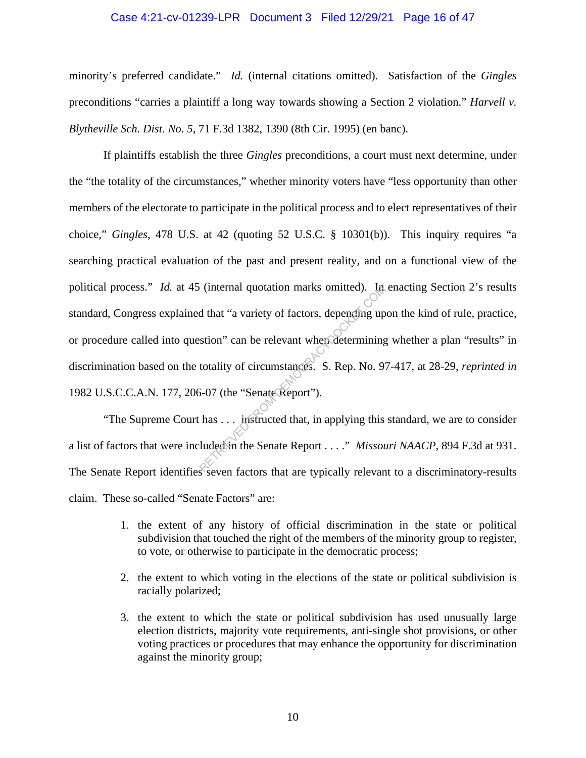minority's preferred candidate." *Id.* (internal citations omitted). Satisfaction of the *Gingles* preconditions "carries a plaintiff a long way towards showing a Section 2 violation." *Harvell v. Blytheville Sch. Dist. No. 5*, 71 F.3d 1382, 1390 (8th Cir. 1995) (en banc).

If plaintiffs establish the three *Gingles* preconditions, a court must next determine, under the "the totality of the circumstances," whether minority voters have "less opportunity than other members of the electorate to participate in the political process and to elect representatives of their choice," *Gingles*, 478 U.S. at 42 (quoting 52 U.S.C. § 10301(b)). This inquiry requires "a searching practical evaluation of the past and present reality, and on a functional view of the political process." *Id.* at 45 (internal quotation marks omitted). In enacting Section 2's results standard, Congress explained that "a variety of factors, depending upon the kind of rule, practice, or procedure called into question" can be relevant when determining whether a plan "results" in discrimination based on the totality of circumstances. S. Rep. No. 97-417, at 28-29, *reprinted in* 1982 U.S.C.C.A.N. 177, 206-07 (the "Senate Report").

"The Supreme Court has . . . instructed that, in applying this standard, we are to consider a list of factors that were included in the Senate Report . . . ." *Missouri NAACP*, 894 F.3d at 931. The Senate Report identifies seven factors that are typically relevant to a discriminatory-results claim. These so-called "Senate Factors" are:

1. the extent of any history of official discrimination in the state or political subdivision that touched the right of the members of the minority group to register, to vote, or otherwise to participate in the democratic process;

2. the extent to which voting in the elections of the state or political subdivision is racially polarized;

3. the extent to which the state or political subdivision has used unusually large election districts, majority vote requirements, anti-single shot provisions, or other voting practices or procedures that may enhance the opportunity for discrimination against the minority group;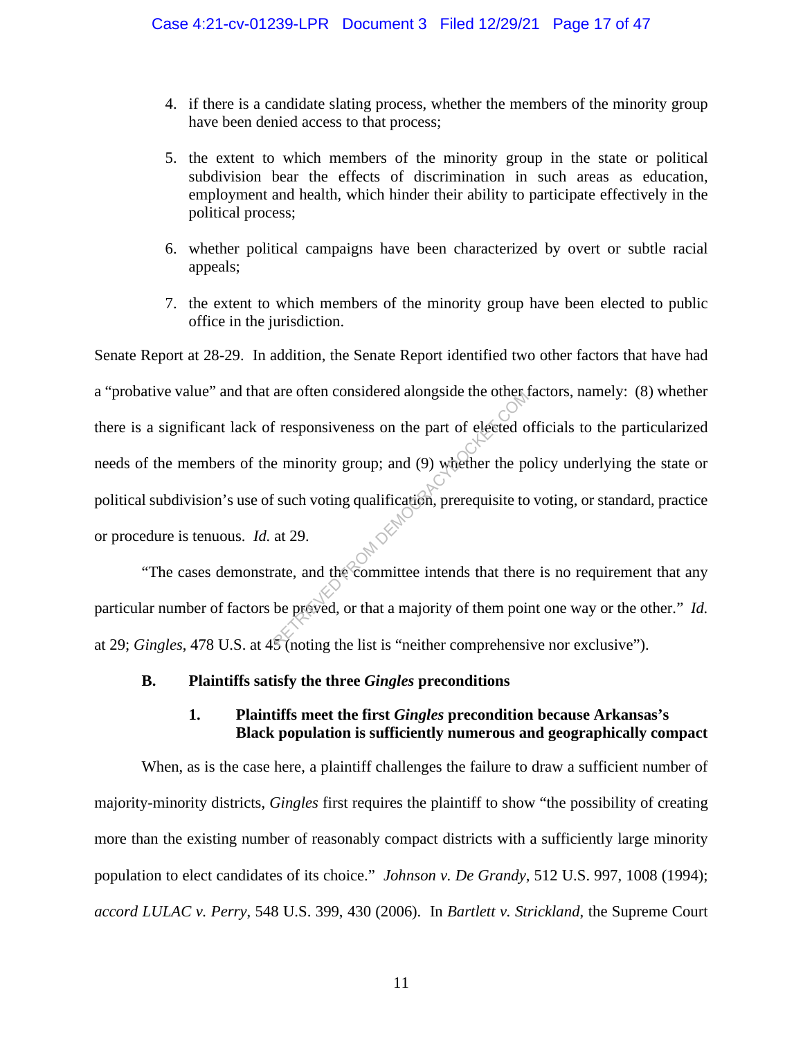4. if there is a candidate slating process, whether the members of the minority group have been denied access to that process;

5. the extent to which members of the minority group in the state or political subdivision bear the effects of discrimination in such areas as education, employment and health, which hinder their ability to participate effectively in the political process;

6. whether political campaigns have been characterized by overt or subtle racial appeals;

7. the extent to which members of the minority group have been elected to public office in the jurisdiction.

Senate Report at 28-29. In addition, the Senate Report identified two other factors that have had a "probative value" and that are often considered alongside the other factors, namely: (8) whether there is a significant lack of responsiveness on the part of elected officials to the particularized needs of the members of the minority group; and (9) whether the policy underlying the state or political subdivision's use of such voting qualification, prerequisite to voting, or standard, practice or procedure is tenuous. *Id.* at 29.

"The cases demonstrate, and the committee intends that there is no requirement that any particular number of factors be proved, or that a majority of them point one way or the other." *Id.* at 29; *Gingles*, 478 U.S. at 45 (noting the list is "neither comprehensive nor exclusive").

### B. Plaintiffs satisfy the three *Gingles* preconditions

#### 1. Plaintiffs meet the first *Gingles* precondition because Arkansas's Black population is sufficiently numerous and geographically compact

When, as is the case here, a plaintiff challenges the failure to draw a sufficient number of majority-minority districts, *Gingles* first requires the plaintiff to show "the possibility of creating more than the existing number of reasonably compact districts with a sufficiently large minority population to elect candidates of its choice." *Johnson v. De Grandy*, 512 U.S. 997, 1008 (1994); *accord LULAC v. Perry*, 548 U.S. 399, 430 (2006). In *Bartlett v. Strickland*, the Supreme Court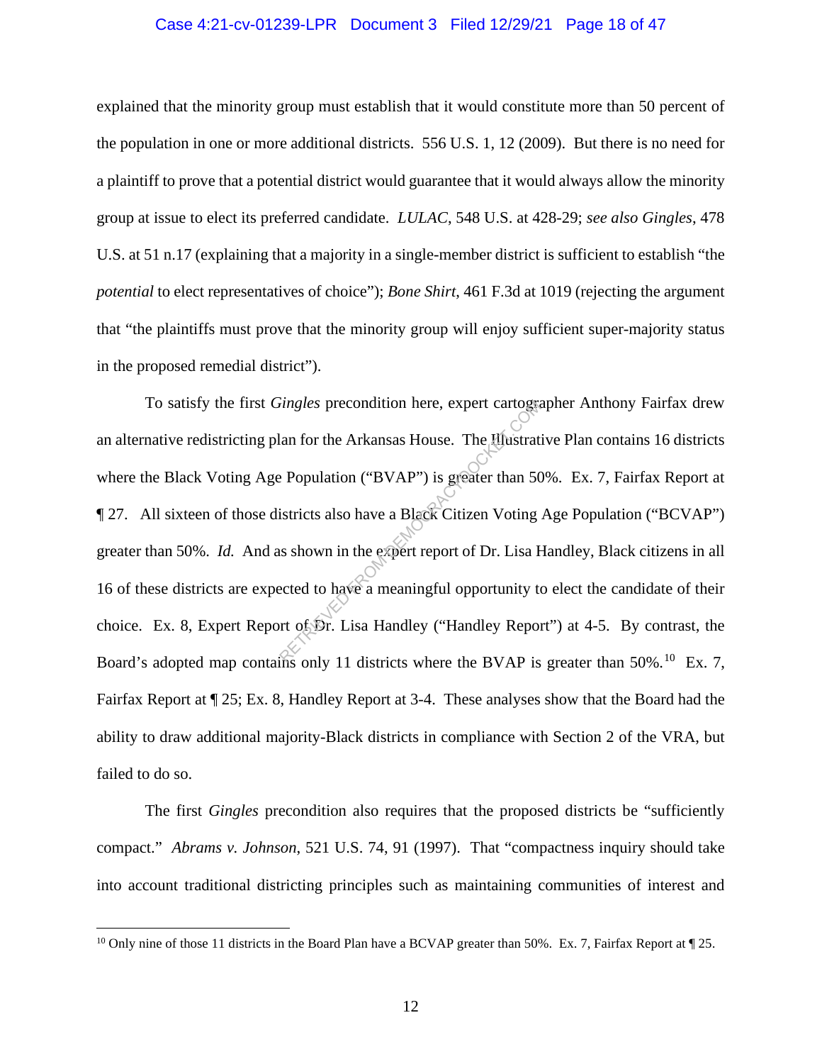explained that the minority group must establish that it would constitute more than 50 percent of the population in one or more additional districts. 556 U.S. 1, 12 (2009). But there is no need for a plaintiff to prove that a potential district would guarantee that it would always allow the minority group at issue to elect its preferred candidate. *LULAC*, 548 U.S. at 428-29; *see also Gingles*, 478 U.S. at 51 n.17 (explaining that a majority in a single-member district is sufficient to establish "the *potential* to elect representatives of choice"); *Bone Shirt*, 461 F.3d at 1019 (rejecting the argument that "the plaintiffs must prove that the minority group will enjoy sufficient super-majority status in the proposed remedial district").

To satisfy the first *Gingles* precondition here, expert cartographer Anthony Fairfax drew an alternative redistricting plan for the Arkansas House. The Illustrative Plan contains 16 districts where the Black Voting Age Population ("BVAP") is greater than 50%. Ex. 7, Fairfax Report at ¶ 27. All sixteen of those districts also have a Black Citizen Voting Age Population ("BCVAP") greater than 50%. *Id.* And as shown in the expert report of Dr. Lisa Handley, Black citizens in all 16 of these districts are expected to have a meaningful opportunity to elect the candidate of their choice. Ex. 8, Expert Report of Dr. Lisa Handley ("Handley Report") at 4-5. By contrast, the Board's adopted map contains only 11 districts where the BVAP is greater than 50%.[10] Ex. 7, Fairfax Report at ¶ 25; Ex. 8, Handley Report at 3-4. These analyses show that the Board had the ability to draw additional majority-Black districts in compliance with Section 2 of the VRA, but failed to do so.

The first *Gingles* precondition also requires that the proposed districts be "sufficiently compact." *Abrams v. Johnson*, 521 U.S. 74, 91 (1997). That "compactness inquiry should take into account traditional districting principles such as maintaining communities of interest and

---

[10] Only nine of those 11 districts in the Board Plan have a BCVAP greater than 50%. Ex. 7, Fairfax Report at ¶ 25.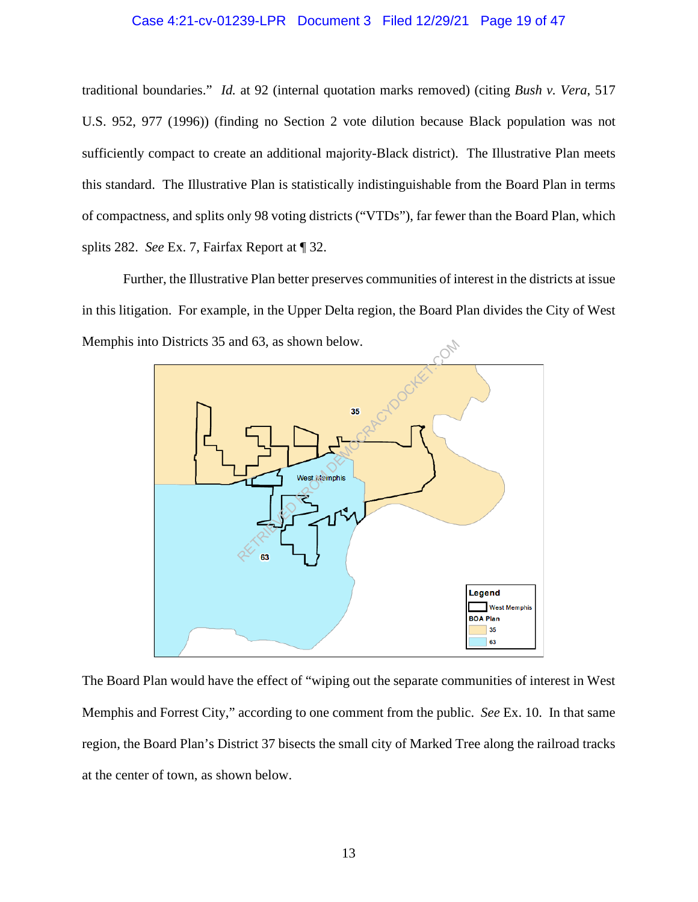traditional boundaries." *Id.* at 92 (internal quotation marks removed) (citing *Bush v. Vera*, 517 U.S. 952, 977 (1996)) (finding no Section 2 vote dilution because Black population was not sufficiently compact to create an additional majority-Black district). The Illustrative Plan meets this standard. The Illustrative Plan is statistically indistinguishable from the Board Plan in terms of compactness, and splits only 98 voting districts ("VTDs"), far fewer than the Board Plan, which splits 282. *See* Ex. 7, Fairfax Report at ¶ 32.

Further, the Illustrative Plan better preserves communities of interest in the districts at issue in this litigation. For example, in the Upper Delta region, the Board Plan divides the City of West Memphis into Districts 35 and 63, as shown below.

The Board Plan would have the effect of "wiping out the separate communities of interest in West Memphis and Forrest City," according to one comment from the public. *See* Ex. 10. In that same region, the Board Plan's District 37 bisects the small city of Marked Tree along the railroad tracks at the center of town, as shown below.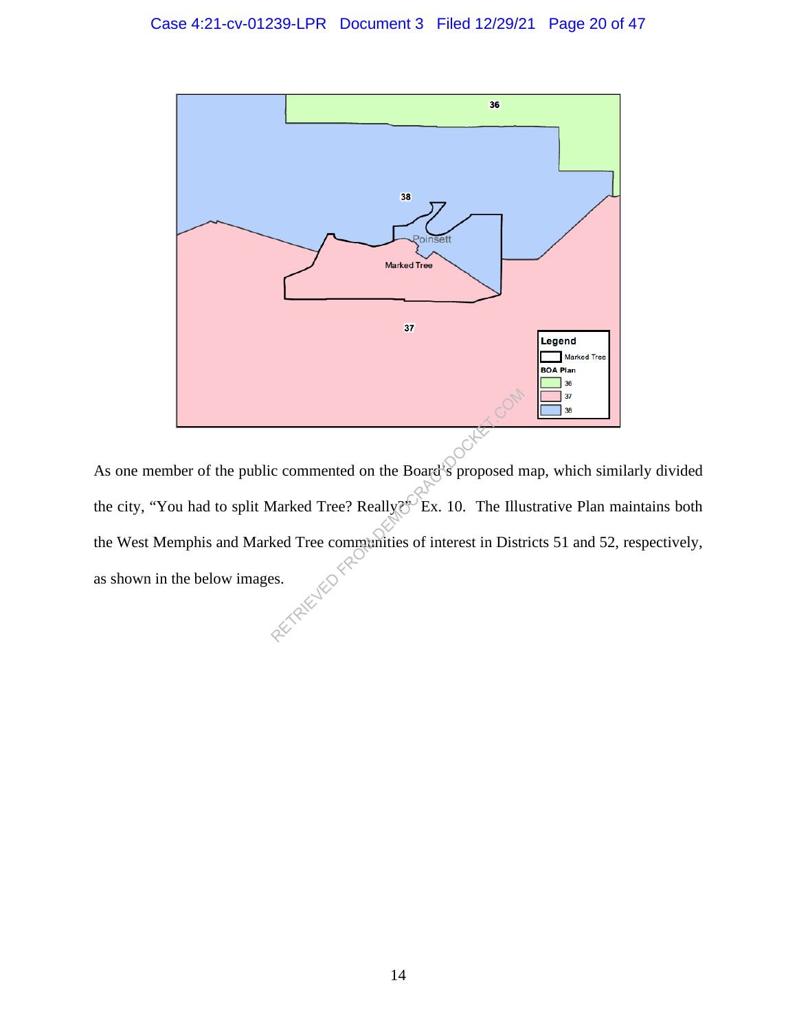As one member of the public commented on the Board's proposed map, which similarly divided the city, "You had to split Marked Tree? Really??" Ex. 10. The Illustrative Plan maintains both the West Memphis and Marked Tree communities of interest in Districts 51 and 52, respectively, as shown in the below images.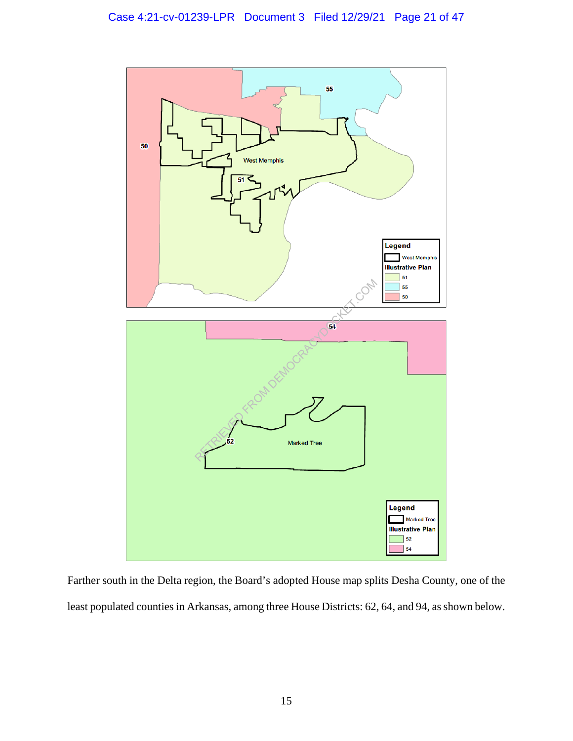Farther south in the Delta region, the Board's adopted House map splits Desha County, one of the least populated counties in Arkansas, among three House Districts: 62, 64, and 94, as shown below.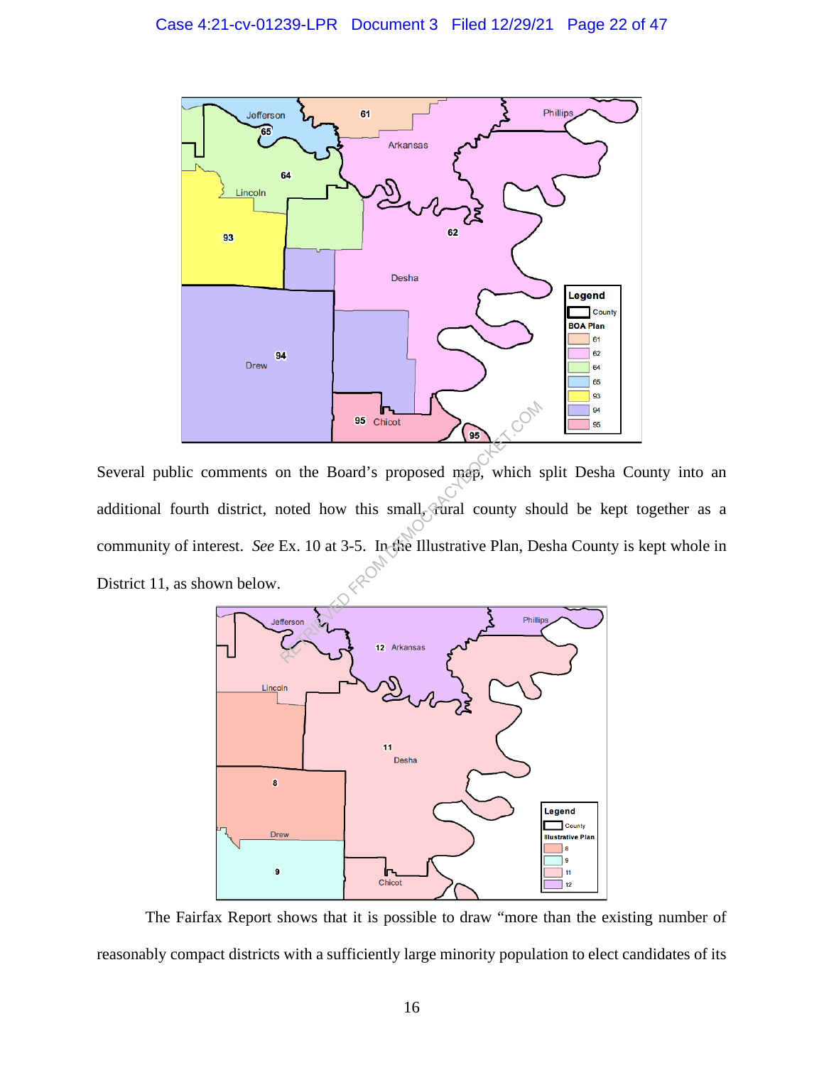Several public comments on the Board's proposed map, which split Desha County into an additional fourth district, noted how this small, rural county should be kept together as a community of interest. *See* Ex. 10 at 3-5. In the Illustrative Plan, Desha County is kept whole in District 11, as shown below.

The Fairfax Report shows that it is possible to draw "more than the existing number of reasonably compact districts with a sufficiently large minority population to elect candidates of its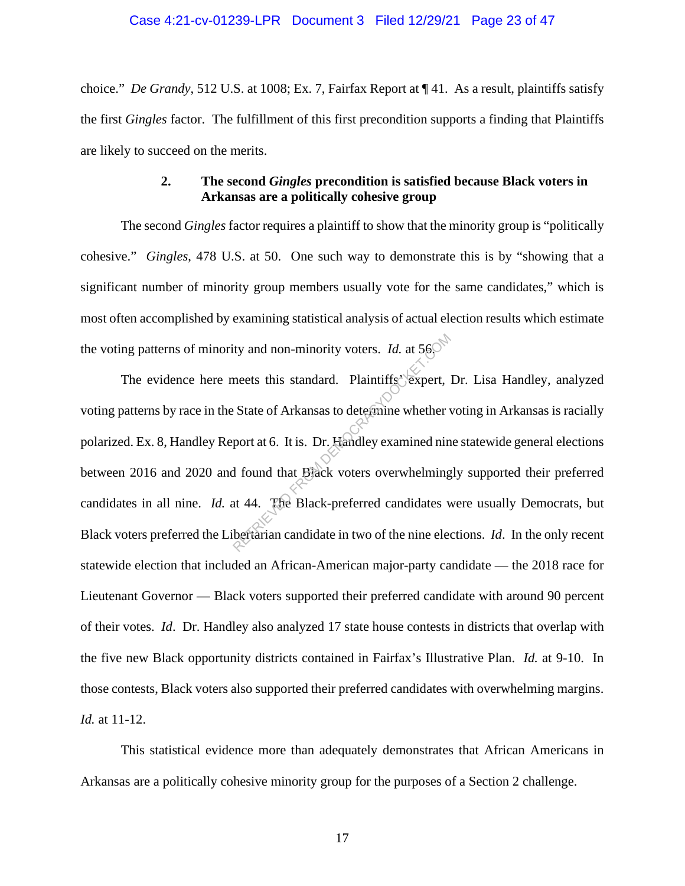choice." *De Grandy*, 512 U.S. at 1008; Ex. 7, Fairfax Report at ¶ 41. As a result, plaintiffs satisfy the first *Gingles* factor. The fulfillment of this first precondition supports a finding that Plaintiffs are likely to succeed on the merits.

### 2. The second *Gingles* precondition is satisfied because Black voters in Arkansas are a politically cohesive group

The second *Gingles* factor requires a plaintiff to show that the minority group is "politically cohesive." *Gingles*, 478 U.S. at 50. One such way to demonstrate this is by "showing that a significant number of minority group members usually vote for the same candidates," which is most often accomplished by examining statistical analysis of actual election results which estimate the voting patterns of minority and non-minority voters. *Id.* at 56.

The evidence here meets this standard. Plaintiffs' expert, Dr. Lisa Handley, analyzed voting patterns by race in the State of Arkansas to determine whether voting in Arkansas is racially polarized. Ex. 8, Handley Report at 6. It is. Dr. Handley examined nine statewide general elections between 2016 and 2020 and found that Black voters overwhelmingly supported their preferred candidates in all nine. *Id.* at 44. The Black-preferred candidates were usually Democrats, but Black voters preferred the Libertarian candidate in two of the nine elections. *Id*. In the only recent statewide election that included an African-American major-party candidate — the 2018 race for Lieutenant Governor — Black voters supported their preferred candidate with around 90 percent of their votes. *Id*. Dr. Handley also analyzed 17 state house contests in districts that overlap with the five new Black opportunity districts contained in Fairfax's Illustrative Plan. *Id.* at 9-10. In those contests, Black voters also supported their preferred candidates with overwhelming margins. *Id.* at 11-12.

This statistical evidence more than adequately demonstrates that African Americans in Arkansas are a politically cohesive minority group for the purposes of a Section 2 challenge.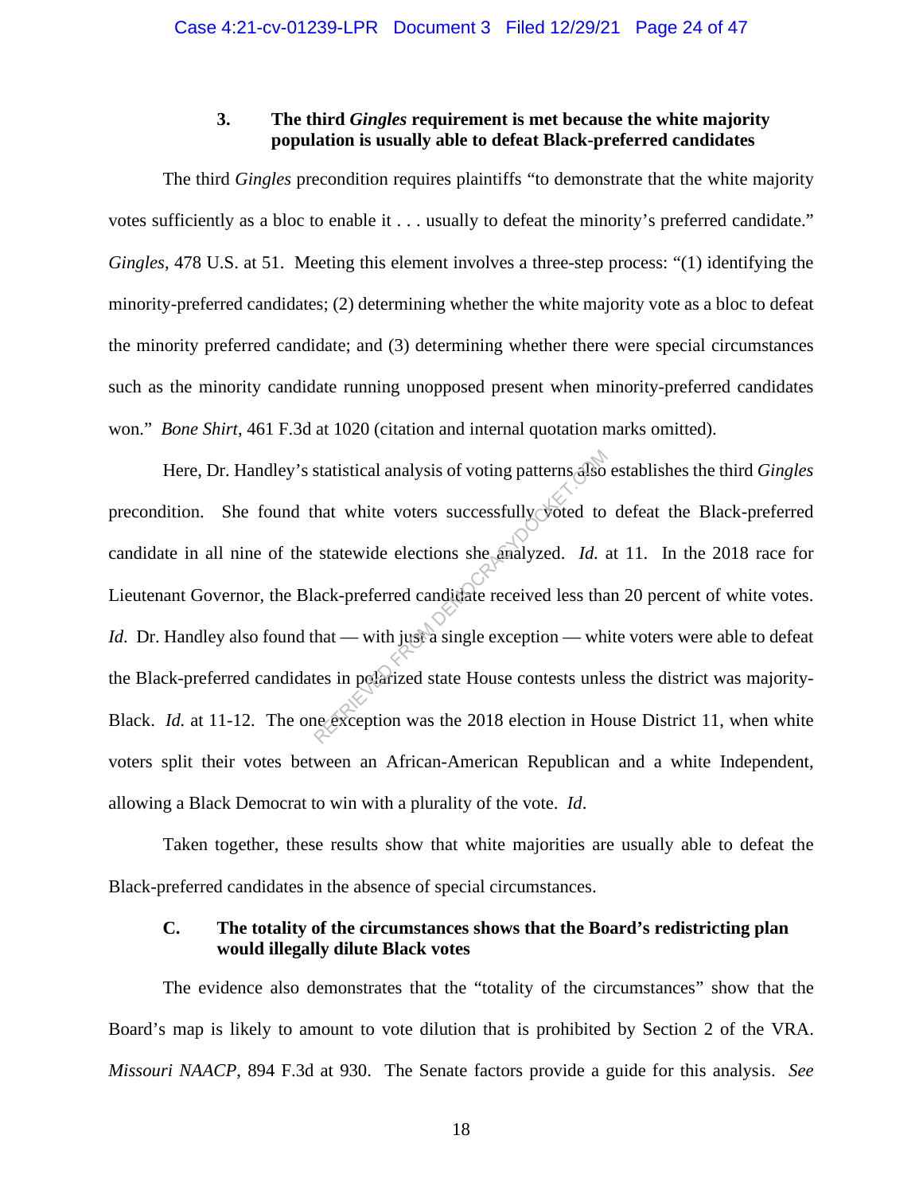### 3. The third *Gingles* requirement is met because the white majority population is usually able to defeat Black-preferred candidates

The third *Gingles* precondition requires plaintiffs "to demonstrate that the white majority votes sufficiently as a bloc to enable it . . . usually to defeat the minority's preferred candidate." *Gingles*, 478 U.S. at 51. Meeting this element involves a three-step process: "(1) identifying the minority-preferred candidates; (2) determining whether the white majority vote as a bloc to defeat the minority preferred candidate; and (3) determining whether there were special circumstances such as the minority candidate running unopposed present when minority-preferred candidates won." *Bone Shirt*, 461 F.3d at 1020 (citation and internal quotation marks omitted).

Here, Dr. Handley's statistical analysis of voting patterns also establishes the third *Gingles* precondition. She found that white voters successfully voted to defeat the Black-preferred candidate in all nine of the statewide elections she analyzed. *Id.* at 11. In the 2018 race for Lieutenant Governor, the Black-preferred candidate received less than 20 percent of white votes. *Id.* Dr. Handley also found that — with just a single exception — white voters were able to defeat the Black-preferred candidates in polarized state House contests unless the district was majority-Black. *Id.* at 11-12. The one exception was the 2018 election in House District 11, when white voters split their votes between an African-American Republican and a white Independent, allowing a Black Democrat to win with a plurality of the vote. *Id.*

Taken together, these results show that white majorities are usually able to defeat the Black-preferred candidates in the absence of special circumstances.

## C. The totality of the circumstances shows that the Board's redistricting plan would illegally dilute Black votes

The evidence also demonstrates that the "totality of the circumstances" show that the Board's map is likely to amount to vote dilution that is prohibited by Section 2 of the VRA. *Missouri NAACP*, 894 F.3d at 930. The Senate factors provide a guide for this analysis. *See*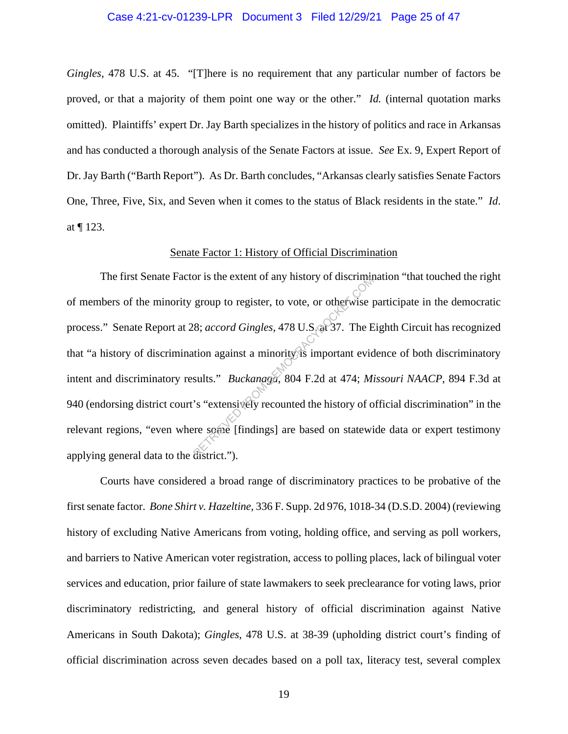*Gingles*, 478 U.S. at 45. "[T]here is no requirement that any particular number of factors be proved, or that a majority of them point one way or the other." *Id.* (internal quotation marks omitted). Plaintiffs' expert Dr. Jay Barth specializes in the history of politics and race in Arkansas and has conducted a thorough analysis of the Senate Factors at issue. *See* Ex. 9, Expert Report of Dr. Jay Barth ("Barth Report"). As Dr. Barth concludes, "Arkansas clearly satisfies Senate Factors One, Three, Five, Six, and Seven when it comes to the status of Black residents in the state." *Id*. at ¶ 123.

Senate Factor 1: History of Official Discrimination

The first Senate Factor is the extent of any history of discrimination "that touched the right of members of the minority group to register, to vote, or otherwise participate in the democratic process." Senate Report at 28; *accord Gingles*, 478 U.S. at 37. The Eighth Circuit has recognized that "a history of discrimination against a minority is important evidence of both discriminatory intent and discriminatory results." *Buckanaga*, 804 F.2d at 474; *Missouri NAACP*, 894 F.3d at 940 (endorsing district court's "extensively recounted the history of official discrimination" in the relevant regions, "even where some [findings] are based on statewide data or expert testimony applying general data to the district.").

Courts have considered a broad range of discriminatory practices to be probative of the first senate factor. *Bone Shirt v. Hazeltine*, 336 F. Supp. 2d 976, 1018-34 (D.S.D. 2004) (reviewing history of excluding Native Americans from voting, holding office, and serving as poll workers, and barriers to Native American voter registration, access to polling places, lack of bilingual voter services and education, prior failure of state lawmakers to seek preclearance for voting laws, prior discriminatory redistricting, and general history of official discrimination against Native Americans in South Dakota); *Gingles*, 478 U.S. at 38-39 (upholding district court's finding of official discrimination across seven decades based on a poll tax, literacy test, several complex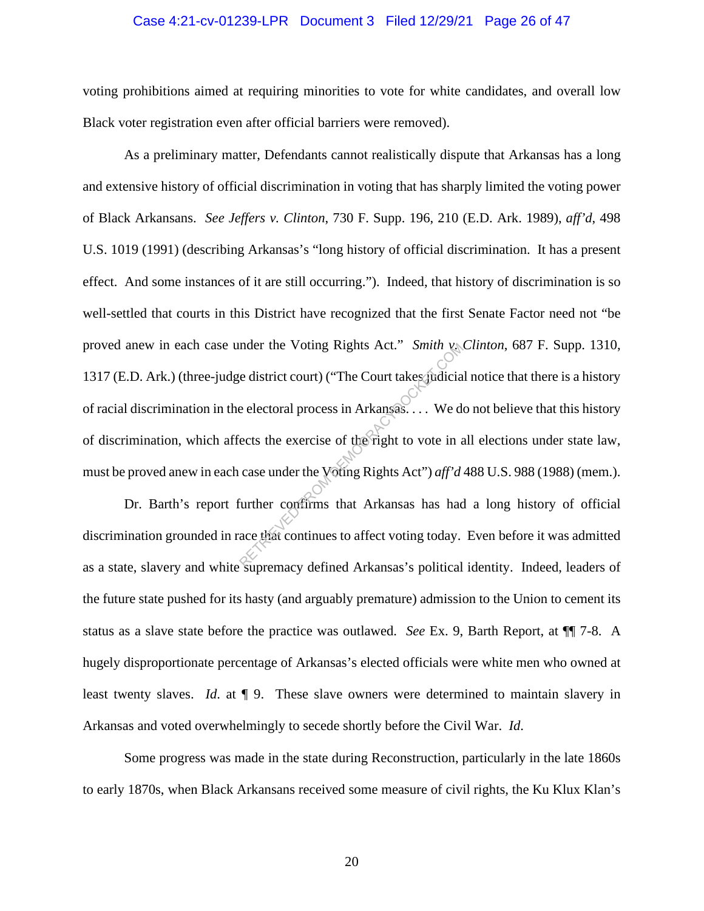voting prohibitions aimed at requiring minorities to vote for white candidates, and overall low Black voter registration even after official barriers were removed).

As a preliminary matter, Defendants cannot realistically dispute that Arkansas has a long and extensive history of official discrimination in voting that has sharply limited the voting power of Black Arkansans. *See Jeffers v. Clinton*, 730 F. Supp. 196, 210 (E.D. Ark. 1989), *aff'd*, 498 U.S. 1019 (1991) (describing Arkansas's "long history of official discrimination. It has a present effect. And some instances of it are still occurring."). Indeed, that history of discrimination is so well-settled that courts in this District have recognized that the first Senate Factor need not "be proved anew in each case under the Voting Rights Act." *Smith v. Clinton*, 687 F. Supp. 1310, 1317 (E.D. Ark.) (three-judge district court) ("The Court takes judicial notice that there is a history of racial discrimination in the electoral process in Arkansas. . . . We do not believe that this history of discrimination, which affects the exercise of the right to vote in all elections under state law, must be proved anew in each case under the Voting Rights Act") *aff'd* 488 U.S. 988 (1988) (mem.).

Dr. Barth's report further confirms that Arkansas has had a long history of official discrimination grounded in race that continues to affect voting today. Even before it was admitted as a state, slavery and white supremacy defined Arkansas's political identity. Indeed, leaders of the future state pushed for its hasty (and arguably premature) admission to the Union to cement its status as a slave state before the practice was outlawed. *See* Ex. 9, Barth Report, at ¶¶ 7-8. A hugely disproportionate percentage of Arkansas's elected officials were white men who owned at least twenty slaves. *Id.* at ¶ 9. These slave owners were determined to maintain slavery in Arkansas and voted overwhelmingly to secede shortly before the Civil War. *Id.*

Some progress was made in the state during Reconstruction, particularly in the late 1860s to early 1870s, when Black Arkansans received some measure of civil rights, the Ku Klux Klan's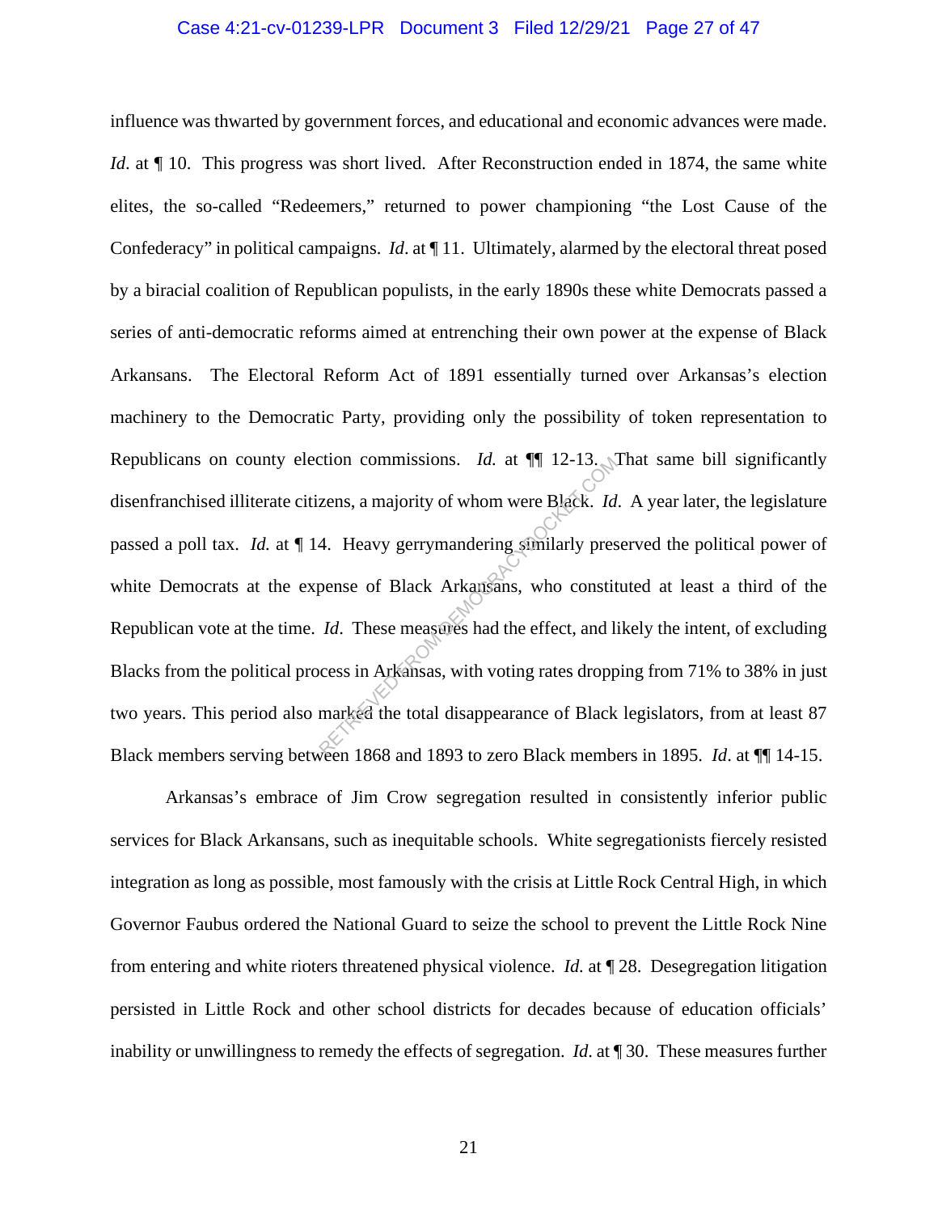influence was thwarted by government forces, and educational and economic advances were made. *Id.* at ¶ 10. This progress was short lived. After Reconstruction ended in 1874, the same white elites, the so-called "Redeemers," returned to power championing "the Lost Cause of the Confederacy" in political campaigns. *Id*. at ¶ 11. Ultimately, alarmed by the electoral threat posed by a biracial coalition of Republican populists, in the early 1890s these white Democrats passed a series of anti-democratic reforms aimed at entrenching their own power at the expense of Black Arkansans. The Electoral Reform Act of 1891 essentially turned over Arkansas's election machinery to the Democratic Party, providing only the possibility of token representation to Republicans on county election commissions. *Id.* at ¶¶ 12-13. That same bill significantly disenfranchised illiterate citizens, a majority of whom were Black. *Id*. A year later, the legislature passed a poll tax. *Id.* at ¶ 14. Heavy gerrymandering similarly preserved the political power of white Democrats at the expense of Black Arkansans, who constituted at least a third of the Republican vote at the time. *Id*. These measures had the effect, and likely the intent, of excluding Blacks from the political process in Arkansas, with voting rates dropping from 71% to 38% in just two years. This period also marked the total disappearance of Black legislators, from at least 87 Black members serving between 1868 and 1893 to zero Black members in 1895. *Id*. at ¶¶ 14-15.

Arkansas's embrace of Jim Crow segregation resulted in consistently inferior public services for Black Arkansans, such as inequitable schools. White segregationists fiercely resisted integration as long as possible, most famously with the crisis at Little Rock Central High, in which Governor Faubus ordered the National Guard to seize the school to prevent the Little Rock Nine from entering and white rioters threatened physical violence. *Id.* at ¶ 28. Desegregation litigation persisted in Little Rock and other school districts for decades because of education officials' inability or unwillingness to remedy the effects of segregation. *Id.* at ¶ 30. These measures further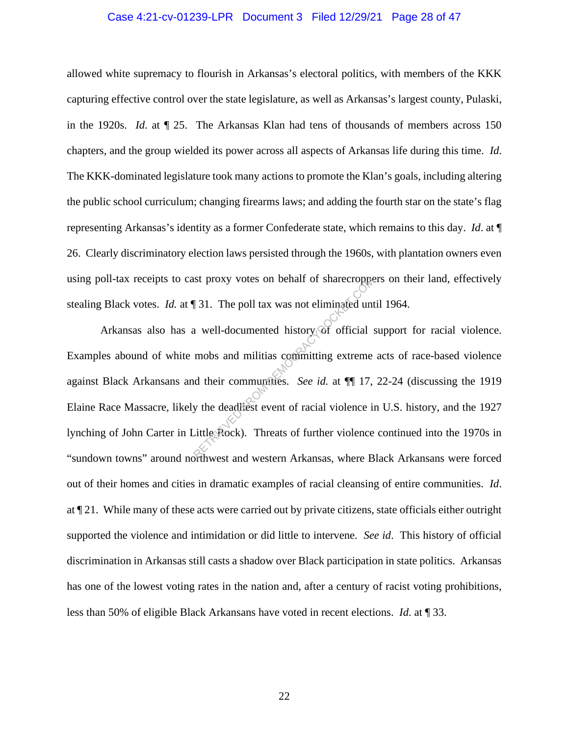allowed white supremacy to flourish in Arkansas's electoral politics, with members of the KKK capturing effective control over the state legislature, as well as Arkansas's largest county, Pulaski, in the 1920s. *Id.* at ¶ 25. The Arkansas Klan had tens of thousands of members across 150 chapters, and the group wielded its power across all aspects of Arkansas life during this time. *Id.* The KKK-dominated legislature took many actions to promote the Klan's goals, including altering the public school curriculum; changing firearms laws; and adding the fourth star on the state's flag representing Arkansas's identity as a former Confederate state, which remains to this day. *Id.* at ¶ 26. Clearly discriminatory election laws persisted through the 1960s, with plantation owners even using poll-tax receipts to cast proxy votes on behalf of sharecroppers on their land, effectively stealing Black votes. *Id.* at ¶ 31. The poll tax was not eliminated until 1964.

Arkansas also has a well-documented history of official support for racial violence. Examples abound of white mobs and militias committing extreme acts of race-based violence against Black Arkansans and their communities. *See id.* at ¶¶ 17, 22-24 (discussing the 1919 Elaine Race Massacre, likely the deadliest event of racial violence in U.S. history, and the 1927 lynching of John Carter in Little Rock). Threats of further violence continued into the 1970s in "sundown towns" around northwest and western Arkansas, where Black Arkansans were forced out of their homes and cities in dramatic examples of racial cleansing of entire communities. *Id.* at ¶ 21. While many of these acts were carried out by private citizens, state officials either outright supported the violence and intimidation or did little to intervene. *See id*. This history of official discrimination in Arkansas still casts a shadow over Black participation in state politics. Arkansas has one of the lowest voting rates in the nation and, after a century of racist voting prohibitions, less than 50% of eligible Black Arkansans have voted in recent elections. *Id.* at ¶ 33.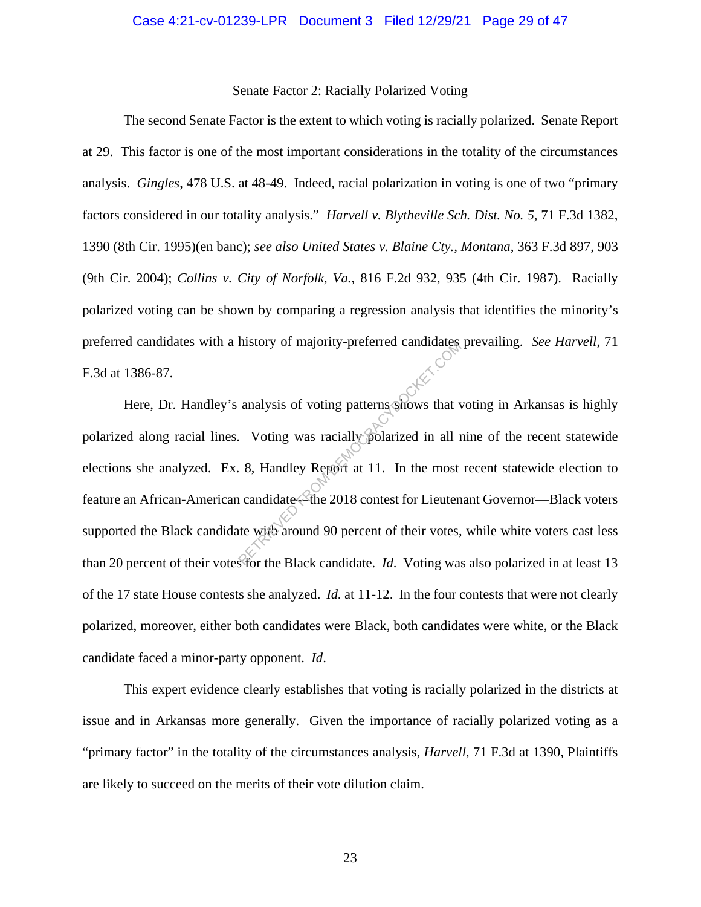## Senate Factor 2: Racially Polarized Voting

The second Senate Factor is the extent to which voting is racially polarized. Senate Report at 29. This factor is one of the most important considerations in the totality of the circumstances analysis. *Gingles*, 478 U.S. at 48-49. Indeed, racial polarization in voting is one of two "primary factors considered in our totality analysis." *Harvell v. Blytheville Sch. Dist. No. 5*, 71 F.3d 1382, 1390 (8th Cir. 1995)(en banc); *see also United States v. Blaine Cty., Montana*, 363 F.3d 897, 903 (9th Cir. 2004); *Collins v. City of Norfolk, Va.*, 816 F.2d 932, 935 (4th Cir. 1987). Racially polarized voting can be shown by comparing a regression analysis that identifies the minority's preferred candidates with a history of majority-preferred candidates prevailing. *See Harvell*, 71 F.3d at 1386-87.

Here, Dr. Handley's analysis of voting patterns shows that voting in Arkansas is highly polarized along racial lines. Voting was racially polarized in all nine of the recent statewide elections she analyzed. Ex. 8, Handley Report at 11. In the most recent statewide election to feature an African-American candidate—the 2018 contest for Lieutenant Governor—Black voters supported the Black candidate with around 90 percent of their votes, while white voters cast less than 20 percent of their votes for the Black candidate. *Id*. Voting was also polarized in at least 13 of the 17 state House contests she analyzed. *Id.* at 11-12. In the four contests that were not clearly polarized, moreover, either both candidates were Black, both candidates were white, or the Black candidate faced a minor-party opponent. *Id*.

This expert evidence clearly establishes that voting is racially polarized in the districts at issue and in Arkansas more generally. Given the importance of racially polarized voting as a "primary factor" in the totality of the circumstances analysis, *Harvell*, 71 F.3d at 1390, Plaintiffs are likely to succeed on the merits of their vote dilution claim.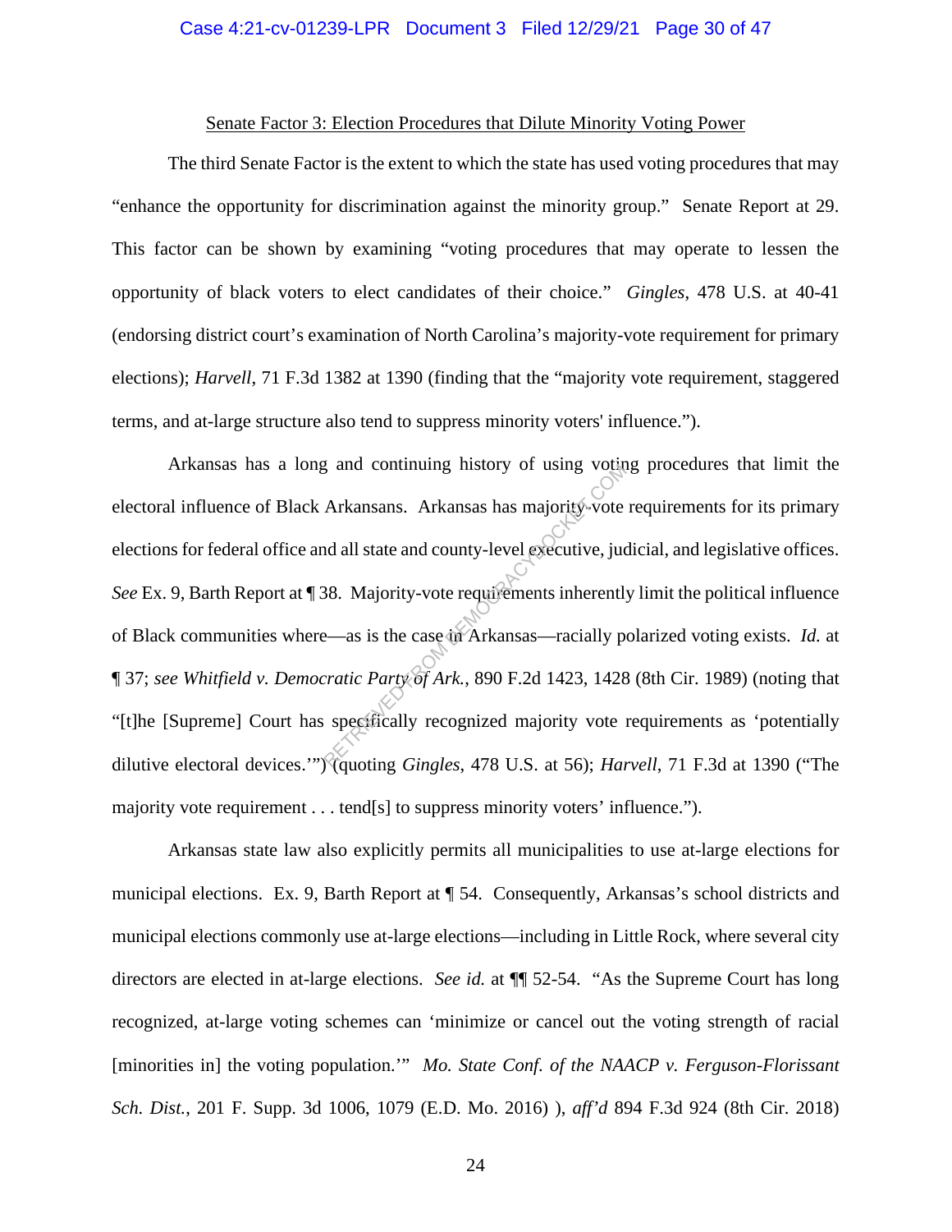Senate Factor 3: Election Procedures that Dilute Minority Voting Power

The third Senate Factor is the extent to which the state has used voting procedures that may "enhance the opportunity for discrimination against the minority group." Senate Report at 29. This factor can be shown by examining "voting procedures that may operate to lessen the opportunity of black voters to elect candidates of their choice." *Gingles*, 478 U.S. at 40-41 (endorsing district court's examination of North Carolina's majority-vote requirement for primary elections); *Harvell*, 71 F.3d 1382 at 1390 (finding that the "majority vote requirement, staggered terms, and at-large structure also tend to suppress minority voters' influence.").

Arkansas has a long and continuing history of using voting procedures that limit the electoral influence of Black Arkansans. Arkansas has majority-vote requirements for its primary elections for federal office and all state and county-level executive, judicial, and legislative offices. *See* Ex. 9, Barth Report at ¶ 38. Majority-vote requirements inherently limit the political influence of Black communities where—as is the case in Arkansas—racially polarized voting exists. *Id.* at ¶ 37; *see Whitfield v. Democratic Party of Ark.*, 890 F.2d 1423, 1428 (8th Cir. 1989) (noting that "[t]he [Supreme] Court has specifically recognized majority vote requirements as 'potentially dilutive electoral devices.'") (quoting *Gingles*, 478 U.S. at 56); *Harvell*, 71 F.3d at 1390 ("The majority vote requirement . . . tend[s] to suppress minority voters' influence.").

Arkansas state law also explicitly permits all municipalities to use at-large elections for municipal elections. Ex. 9, Barth Report at ¶ 54. Consequently, Arkansas's school districts and municipal elections commonly use at-large elections—including in Little Rock, where several city directors are elected in at-large elections. *See id.* at ¶¶ 52-54. "As the Supreme Court has long recognized, at-large voting schemes can 'minimize or cancel out the voting strength of racial [minorities in] the voting population.'" *Mo. State Conf. of the NAACP v. Ferguson-Florissant Sch. Dist.*, 201 F. Supp. 3d 1006, 1079 (E.D. Mo. 2016) ), *aff'd* 894 F.3d 924 (8th Cir. 2018)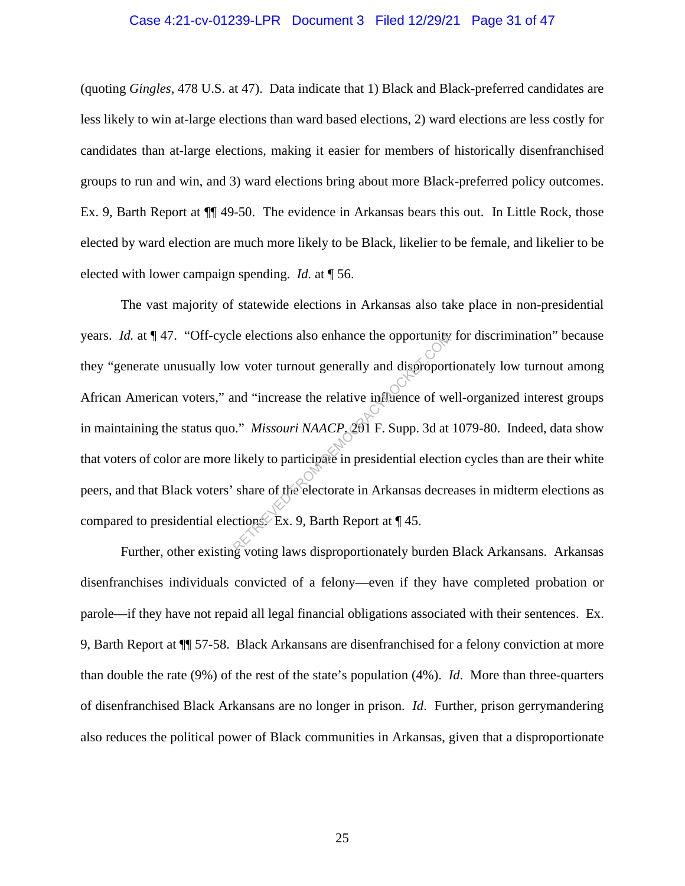(quoting *Gingles*, 478 U.S. at 47). Data indicate that 1) Black and Black-preferred candidates are less likely to win at-large elections than ward based elections, 2) ward elections are less costly for candidates than at-large elections, making it easier for members of historically disenfranchised groups to run and win, and 3) ward elections bring about more Black-preferred policy outcomes. Ex. 9, Barth Report at ¶¶ 49-50. The evidence in Arkansas bears this out. In Little Rock, those elected by ward election are much more likely to be Black, likelier to be female, and likelier to be elected with lower campaign spending. *Id.* at ¶ 56.

The vast majority of statewide elections in Arkansas also take place in non-presidential years. *Id.* at ¶ 47. "Off-cycle elections also enhance the opportunity for discrimination" because they "generate unusually low voter turnout generally and disproportionately low turnout among African American voters," and "increase the relative influence of well-organized interest groups in maintaining the status quo." *Missouri NAACP*, 201 F. Supp. 3d at 1079-80. Indeed, data show that voters of color are more likely to participate in presidential election cycles than are their white peers, and that Black voters' share of the electorate in Arkansas decreases in midterm elections as compared to presidential elections. Ex. 9, Barth Report at ¶ 45.

Further, other existing voting laws disproportionately burden Black Arkansans. Arkansas disenfranchises individuals convicted of a felony—even if they have completed probation or parole—if they have not repaid all legal financial obligations associated with their sentences. Ex. 9, Barth Report at ¶¶ 57-58. Black Arkansans are disenfranchised for a felony conviction at more than double the rate (9%) of the rest of the state's population (4%). *Id*. More than three-quarters of disenfranchised Black Arkansans are no longer in prison. *Id*. Further, prison gerrymandering also reduces the political power of Black communities in Arkansas, given that a disproportionate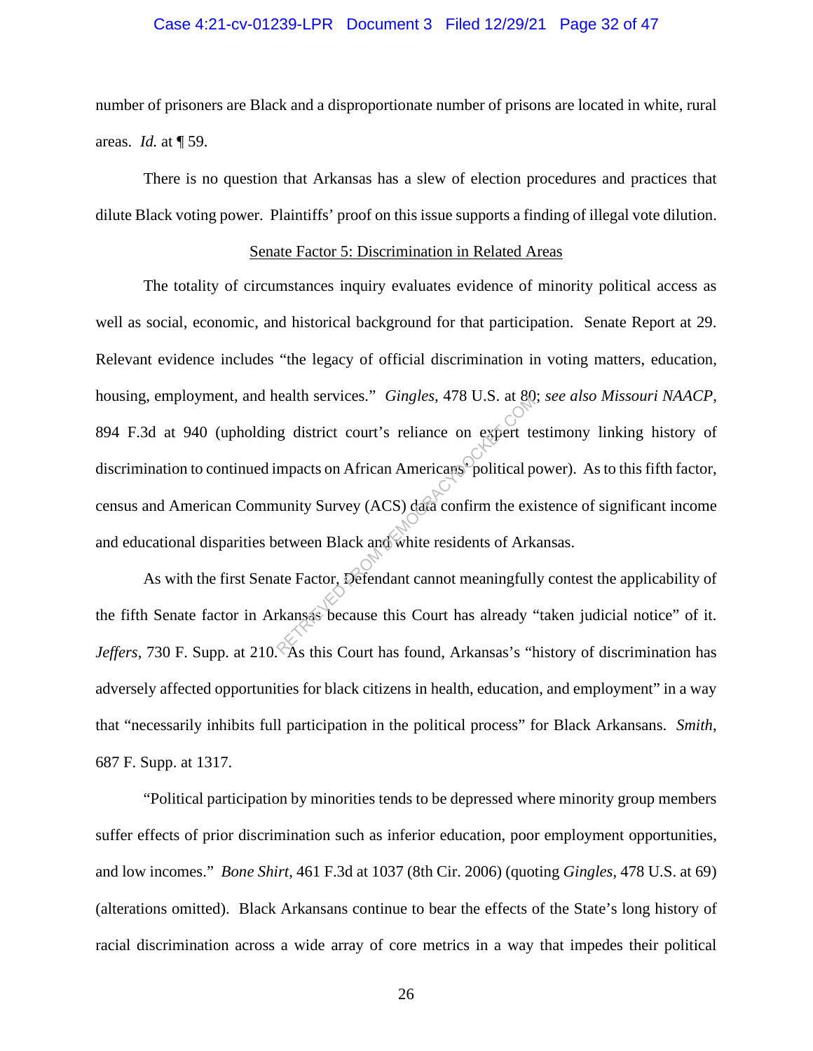number of prisoners are Black and a disproportionate number of prisons are located in white, rural areas. *Id.* at ¶ 59.

There is no question that Arkansas has a slew of election procedures and practices that dilute Black voting power. Plaintiffs' proof on this issue supports a finding of illegal vote dilution.

<u>Senate Factor 5: Discrimination in Related Areas</u>

The totality of circumstances inquiry evaluates evidence of minority political access as well as social, economic, and historical background for that participation. Senate Report at 29. Relevant evidence includes "the legacy of official discrimination in voting matters, education, housing, employment, and health services." *Gingles*, 478 U.S. at 80; *see also Missouri NAACP*, 894 F.3d at 940 (upholding district court's reliance on expert testimony linking history of discrimination to continued impacts on African Americans' political power). As to this fifth factor, census and American Community Survey (ACS) data confirm the existence of significant income and educational disparities between Black and white residents of Arkansas.

As with the first Senate Factor, Defendant cannot meaningfully contest the applicability of the fifth Senate factor in Arkansas because this Court has already "taken judicial notice" of it. *Jeffers*, 730 F. Supp. at 210. As this Court has found, Arkansas's "history of discrimination has adversely affected opportunities for black citizens in health, education, and employment" in a way that "necessarily inhibits full participation in the political process" for Black Arkansans. *Smith*, 687 F. Supp. at 1317.

"Political participation by minorities tends to be depressed where minority group members suffer effects of prior discrimination such as inferior education, poor employment opportunities, and low incomes." *Bone Shirt*, 461 F.3d at 1037 (8th Cir. 2006) (quoting *Gingles*, 478 U.S. at 69) (alterations omitted). Black Arkansans continue to bear the effects of the State's long history of racial discrimination across a wide array of core metrics in a way that impedes their political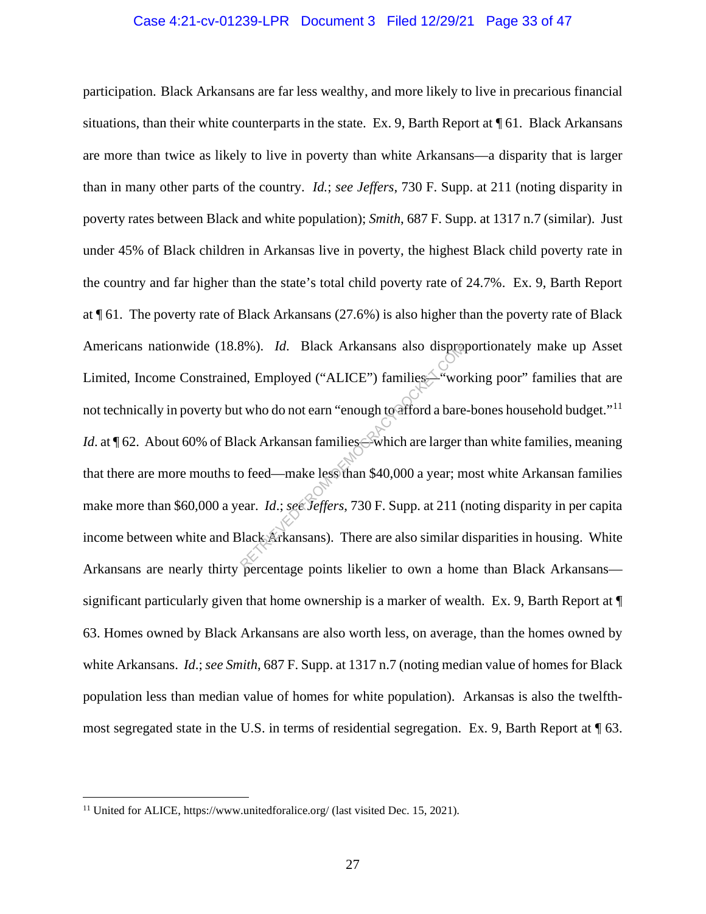participation. Black Arkansans are far less wealthy, and more likely to live in precarious financial situations, than their white counterparts in the state. Ex. 9, Barth Report at ¶ 61. Black Arkansans are more than twice as likely to live in poverty than white Arkansans—a disparity that is larger than in many other parts of the country. *Id.*; *see Jeffers*, 730 F. Supp. at 211 (noting disparity in poverty rates between Black and white population); *Smith*, 687 F. Supp. at 1317 n.7 (similar). Just under 45% of Black children in Arkansas live in poverty, the highest Black child poverty rate in the country and far higher than the state's total child poverty rate of 24.7%. Ex. 9, Barth Report at ¶ 61. The poverty rate of Black Arkansans (27.6%) is also higher than the poverty rate of Black Americans nationwide (18.8%). *Id.* Black Arkansans also disproportionately make up Asset Limited, Income Constrained, Employed ("ALICE") families—"working poor" families that are not technically in poverty but who do not earn "enough to afford a bare-bones household budget."[11] *Id.* at ¶ 62. About 60% of Black Arkansan families—which are larger than white families, meaning that there are more mouths to feed—make less than $40,000 a year; most white Arkansan families make more than $60,000 a year. *Id.*; *see Jeffers*, 730 F. Supp. at 211 (noting disparity in per capita income between white and Black Arkansans). There are also similar disparities in housing. White Arkansans are nearly thirty percentage points likelier to own a home than Black Arkansans—significant particularly given that home ownership is a marker of wealth. Ex. 9, Barth Report at ¶ 63. Homes owned by Black Arkansans are also worth less, on average, than the homes owned by white Arkansans. *Id.*; *see Smith*, 687 F. Supp. at 1317 n.7 (noting median value of homes for Black population less than median value of homes for white population). Arkansas is also the twelfth-most segregated state in the U.S. in terms of residential segregation. Ex. 9, Barth Report at ¶ 63.

---

[11] United for ALICE, https://www.unitedforalice.org/ (last visited Dec. 15, 2021).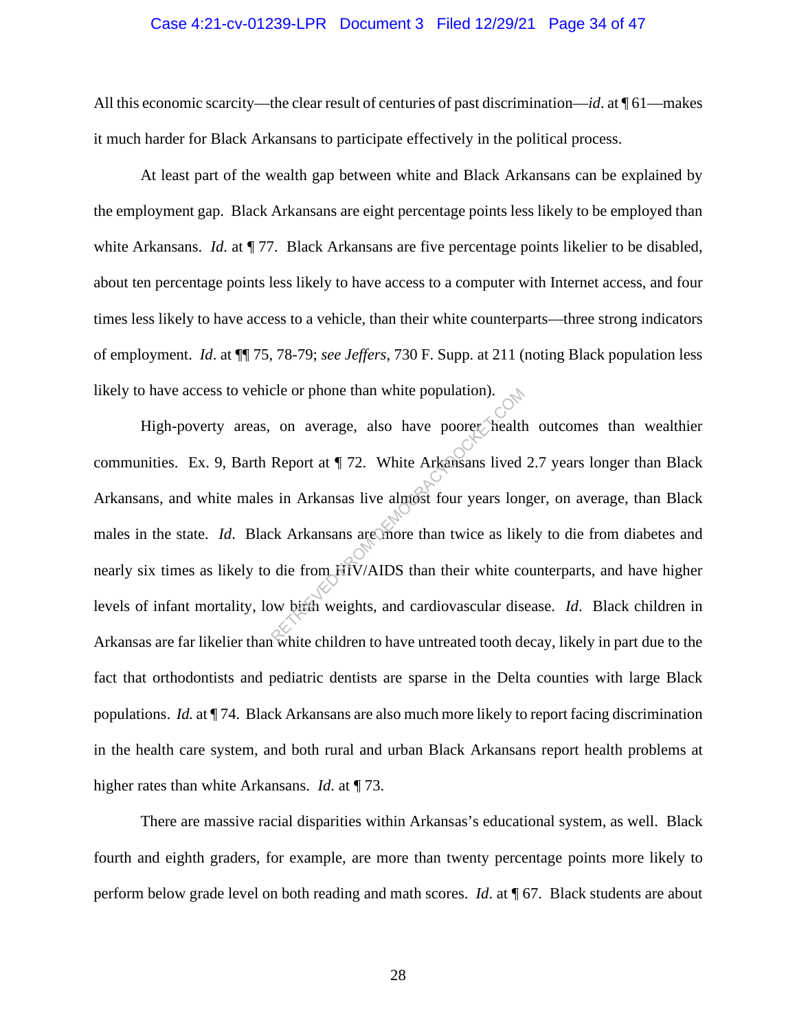All this economic scarcity—the clear result of centuries of past discrimination—*id*. at ¶ 61—makes it much harder for Black Arkansans to participate effectively in the political process.

At least part of the wealth gap between white and Black Arkansans can be explained by the employment gap. Black Arkansans are eight percentage points less likely to be employed than white Arkansans. *Id.* at ¶ 77. Black Arkansans are five percentage points likelier to be disabled, about ten percentage points less likely to have access to a computer with Internet access, and four times less likely to have access to a vehicle, than their white counterparts—three strong indicators of employment. *Id*. at ¶¶ 75, 78-79; *see Jeffers*, 730 F. Supp. at 211 (noting Black population less likely to have access to vehicle or phone than white population).

High-poverty areas, on average, also have poorer health outcomes than wealthier communities. Ex. 9, Barth Report at ¶ 72. White Arkansans lived 2.7 years longer than Black Arkansans, and white males in Arkansas live almost four years longer, on average, than Black males in the state. *Id*. Black Arkansans are more than twice as likely to die from diabetes and nearly six times as likely to die from HIV/AIDS than their white counterparts, and have higher levels of infant mortality, low birth weights, and cardiovascular disease. *Id*. Black children in Arkansas are far likelier than white children to have untreated tooth decay, likely in part due to the fact that orthodontists and pediatric dentists are sparse in the Delta counties with large Black populations. *Id.* at ¶ 74. Black Arkansans are also much more likely to report facing discrimination in the health care system, and both rural and urban Black Arkansans report health problems at higher rates than white Arkansans. *Id*. at ¶ 73.

There are massive racial disparities within Arkansas's educational system, as well. Black fourth and eighth graders, for example, are more than twenty percentage points more likely to perform below grade level on both reading and math scores. *Id*. at ¶ 67. Black students are about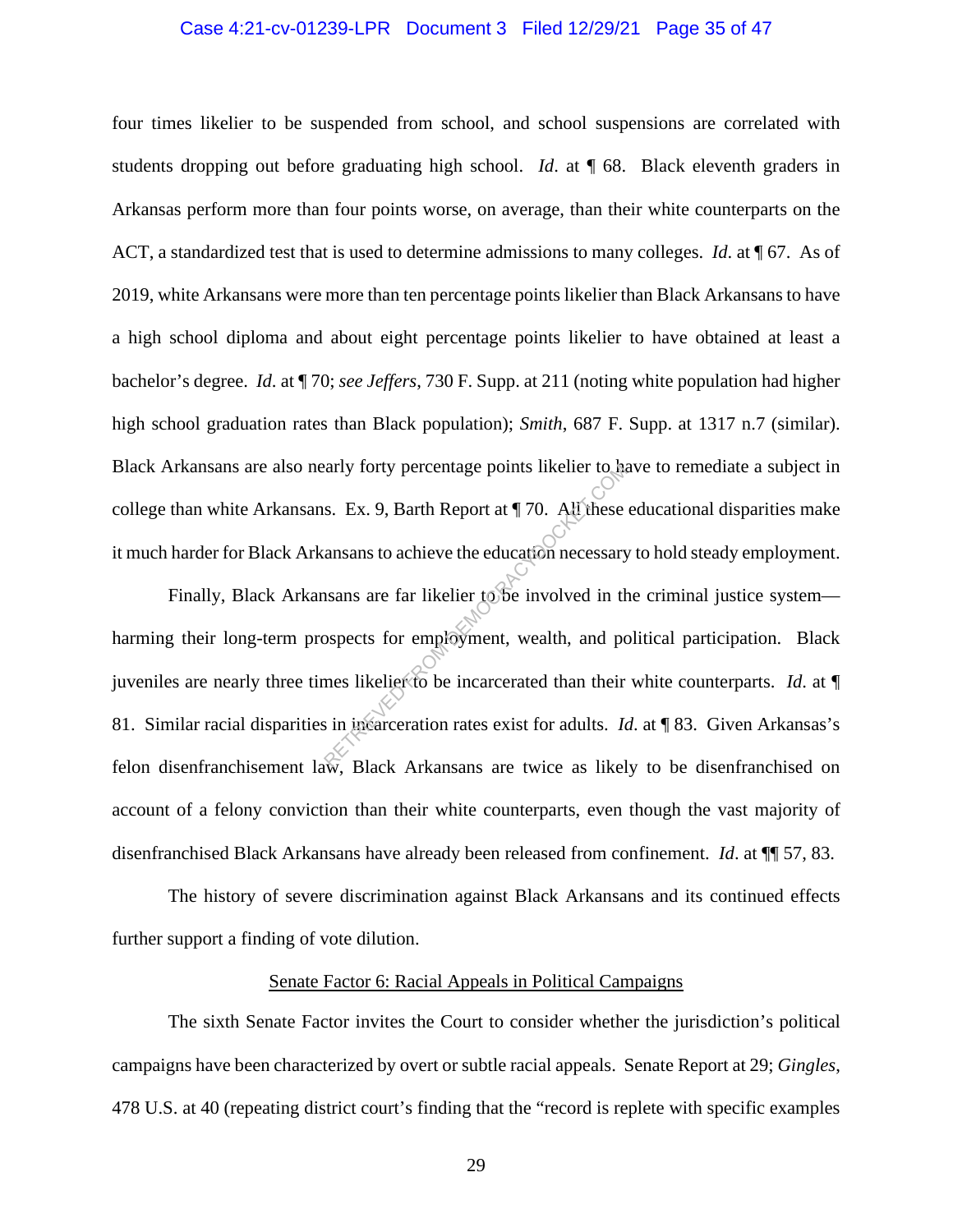four times likelier to be suspended from school, and school suspensions are correlated with students dropping out before graduating high school. *Id*. at ¶ 68. Black eleventh graders in Arkansas perform more than four points worse, on average, than their white counterparts on the ACT, a standardized test that is used to determine admissions to many colleges. *Id*. at ¶ 67. As of 2019, white Arkansans were more than ten percentage points likelier than Black Arkansans to have a high school diploma and about eight percentage points likelier to have obtained at least a bachelor's degree. *Id*. at ¶ 70; *see Jeffers*, 730 F. Supp. at 211 (noting white population had higher high school graduation rates than Black population); *Smith*, 687 F. Supp. at 1317 n.7 (similar). Black Arkansans are also nearly forty percentage points likelier to have to remediate a subject in college than white Arkansans. Ex. 9, Barth Report at ¶ 70. All these educational disparities make it much harder for Black Arkansans to achieve the education necessary to hold steady employment.

Finally, Black Arkansans are far likelier to be involved in the criminal justice system—harming their long-term prospects for employment, wealth, and political participation. Black juveniles are nearly three times likelier to be incarcerated than their white counterparts. *Id*. at ¶ 81. Similar racial disparities in incarceration rates exist for adults. *Id*. at ¶ 83. Given Arkansas's felon disenfranchisement law, Black Arkansans are twice as likely to be disenfranchised on account of a felony conviction than their white counterparts, even though the vast majority of disenfranchised Black Arkansans have already been released from confinement. *Id*. at ¶¶ 57, 83.

The history of severe discrimination against Black Arkansans and its continued effects further support a finding of vote dilution.

<u>Senate Factor 6: Racial Appeals in Political Campaigns</u>

The sixth Senate Factor invites the Court to consider whether the jurisdiction's political campaigns have been characterized by overt or subtle racial appeals. Senate Report at 29; *Gingles*, 478 U.S. at 40 (repeating district court's finding that the "record is replete with specific examples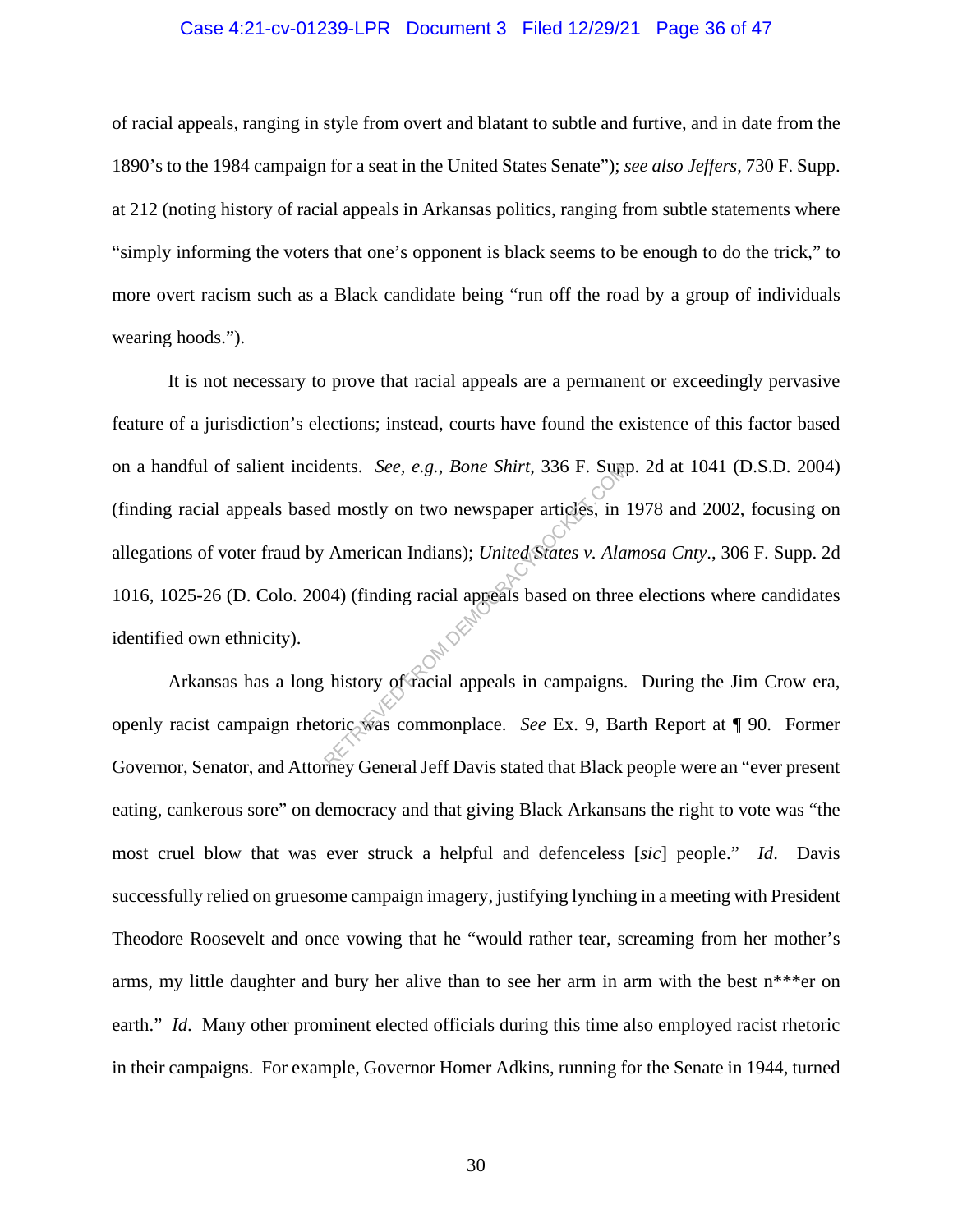of racial appeals, ranging in style from overt and blatant to subtle and furtive, and in date from the 1890's to the 1984 campaign for a seat in the United States Senate"); *see also Jeffers*, 730 F. Supp. at 212 (noting history of racial appeals in Arkansas politics, ranging from subtle statements where "simply informing the voters that one's opponent is black seems to be enough to do the trick," to more overt racism such as a Black candidate being "run off the road by a group of individuals wearing hoods.").

It is not necessary to prove that racial appeals are a permanent or exceedingly pervasive feature of a jurisdiction's elections; instead, courts have found the existence of this factor based on a handful of salient incidents. *See, e.g.*, *Bone Shirt*, 336 F. Supp. 2d at 1041 (D.S.D. 2004) (finding racial appeals based mostly on two newspaper articles, in 1978 and 2002, focusing on allegations of voter fraud by American Indians); *United States v. Alamosa Cnty*., 306 F. Supp. 2d 1016, 1025-26 (D. Colo. 2004) (finding racial appeals based on three elections where candidates identified own ethnicity).

Arkansas has a long history of racial appeals in campaigns. During the Jim Crow era, openly racist campaign rhetoric was commonplace. *See* Ex. 9, Barth Report at ¶ 90. Former Governor, Senator, and Attorney General Jeff Davis stated that Black people were an "ever present eating, cankerous sore" on democracy and that giving Black Arkansans the right to vote was "the most cruel blow that was ever struck a helpful and defenceless [*sic*] people." *Id*. Davis successfully relied on gruesome campaign imagery, justifying lynching in a meeting with President Theodore Roosevelt and once vowing that he "would rather tear, screaming from her mother's arms, my little daughter and bury her alive than to see her arm in arm with the best n***er on earth." *Id*. Many other prominent elected officials during this time also employed racist rhetoric in their campaigns. For example, Governor Homer Adkins, running for the Senate in 1944, turned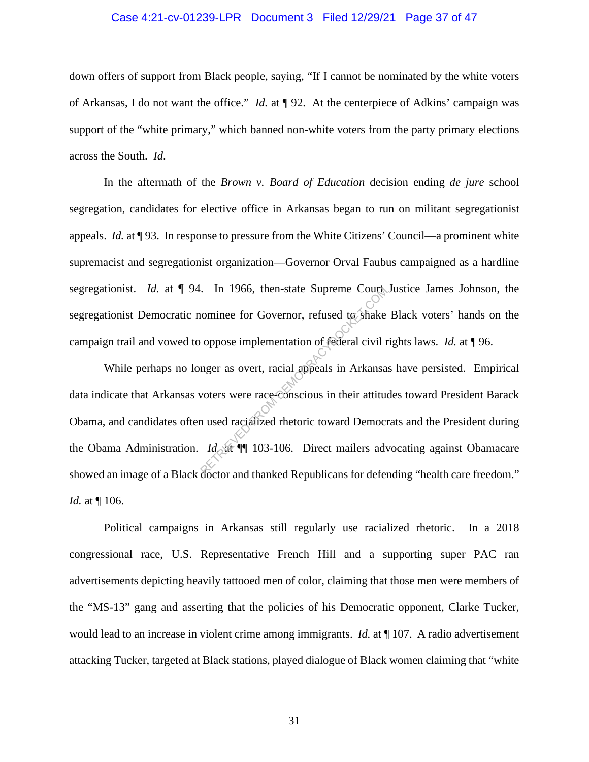down offers of support from Black people, saying, "If I cannot be nominated by the white voters of Arkansas, I do not want the office." *Id.* at ¶ 92. At the centerpiece of Adkins' campaign was support of the "white primary," which banned non-white voters from the party primary elections across the South. *Id.*

In the aftermath of the *Brown v. Board of Education* decision ending *de jure* school segregation, candidates for elective office in Arkansas began to run on militant segregationist appeals. *Id.* at ¶ 93. In response to pressure from the White Citizens' Council—a prominent white supremacist and segregationist organization—Governor Orval Faubus campaigned as a hardline segregationist. *Id.* at ¶ 94. In 1966, then-state Supreme Court Justice James Johnson, the segregationist Democratic nominee for Governor, refused to shake Black voters' hands on the campaign trail and vowed to oppose implementation of federal civil rights laws. *Id.* at ¶ 96.

While perhaps no longer as overt, racial appeals in Arkansas have persisted. Empirical data indicate that Arkansas voters were race-conscious in their attitudes toward President Barack Obama, and candidates often used racialized rhetoric toward Democrats and the President during the Obama Administration. *Id.* at ¶¶ 103-106. Direct mailers advocating against Obamacare showed an image of a Black doctor and thanked Republicans for defending "health care freedom." *Id.* at ¶ 106.

Political campaigns in Arkansas still regularly use racialized rhetoric. In a 2018 congressional race, U.S. Representative French Hill and a supporting super PAC ran advertisements depicting heavily tattooed men of color, claiming that those men were members of the "MS-13" gang and asserting that the policies of his Democratic opponent, Clarke Tucker, would lead to an increase in violent crime among immigrants. *Id.* at ¶ 107. A radio advertisement attacking Tucker, targeted at Black stations, played dialogue of Black women claiming that "white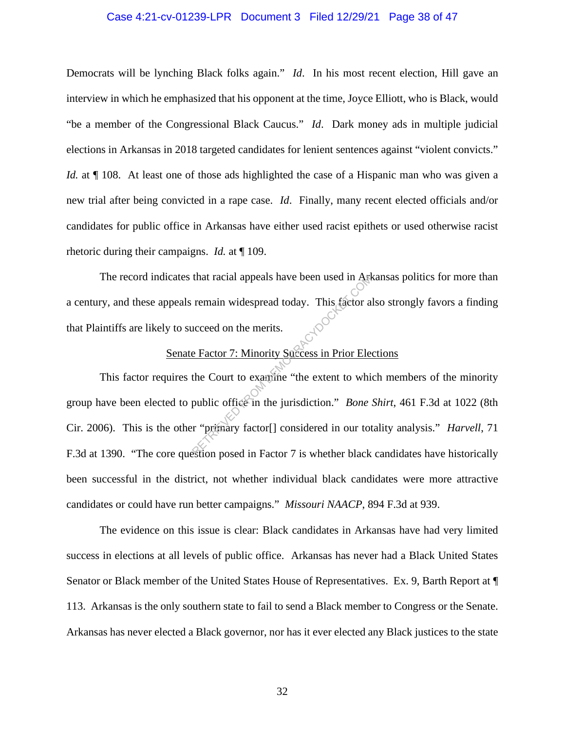Democrats will be lynching Black folks again." *Id*. In his most recent election, Hill gave an interview in which he emphasized that his opponent at the time, Joyce Elliott, who is Black, would "be a member of the Congressional Black Caucus." *Id*. Dark money ads in multiple judicial elections in Arkansas in 2018 targeted candidates for lenient sentences against "violent convicts." *Id.* at ¶ 108. At least one of those ads highlighted the case of a Hispanic man who was given a new trial after being convicted in a rape case. *Id*. Finally, many recent elected officials and/or candidates for public office in Arkansas have either used racist epithets or used otherwise racist rhetoric during their campaigns. *Id.* at ¶ 109.

The record indicates that racial appeals have been used in Arkansas politics for more than a century, and these appeals remain widespread today. This factor also strongly favors a finding that Plaintiffs are likely to succeed on the merits.

<u>Senate Factor 7: Minority Success in Prior Elections</u>

This factor requires the Court to examine "the extent to which members of the minority group have been elected to public office in the jurisdiction." *Bone Shirt*, 461 F.3d at 1022 (8th Cir. 2006). This is the other "primary factor[] considered in our totality analysis." *Harvell*, 71 F.3d at 1390. "The core question posed in Factor 7 is whether black candidates have historically been successful in the district, not whether individual black candidates were more attractive candidates or could have run better campaigns." *Missouri NAACP*, 894 F.3d at 939.

The evidence on this issue is clear: Black candidates in Arkansas have had very limited success in elections at all levels of public office. Arkansas has never had a Black United States Senator or Black member of the United States House of Representatives. Ex. 9, Barth Report at ¶ 113. Arkansas is the only southern state to fail to send a Black member to Congress or the Senate. Arkansas has never elected a Black governor, nor has it ever elected any Black justices to the state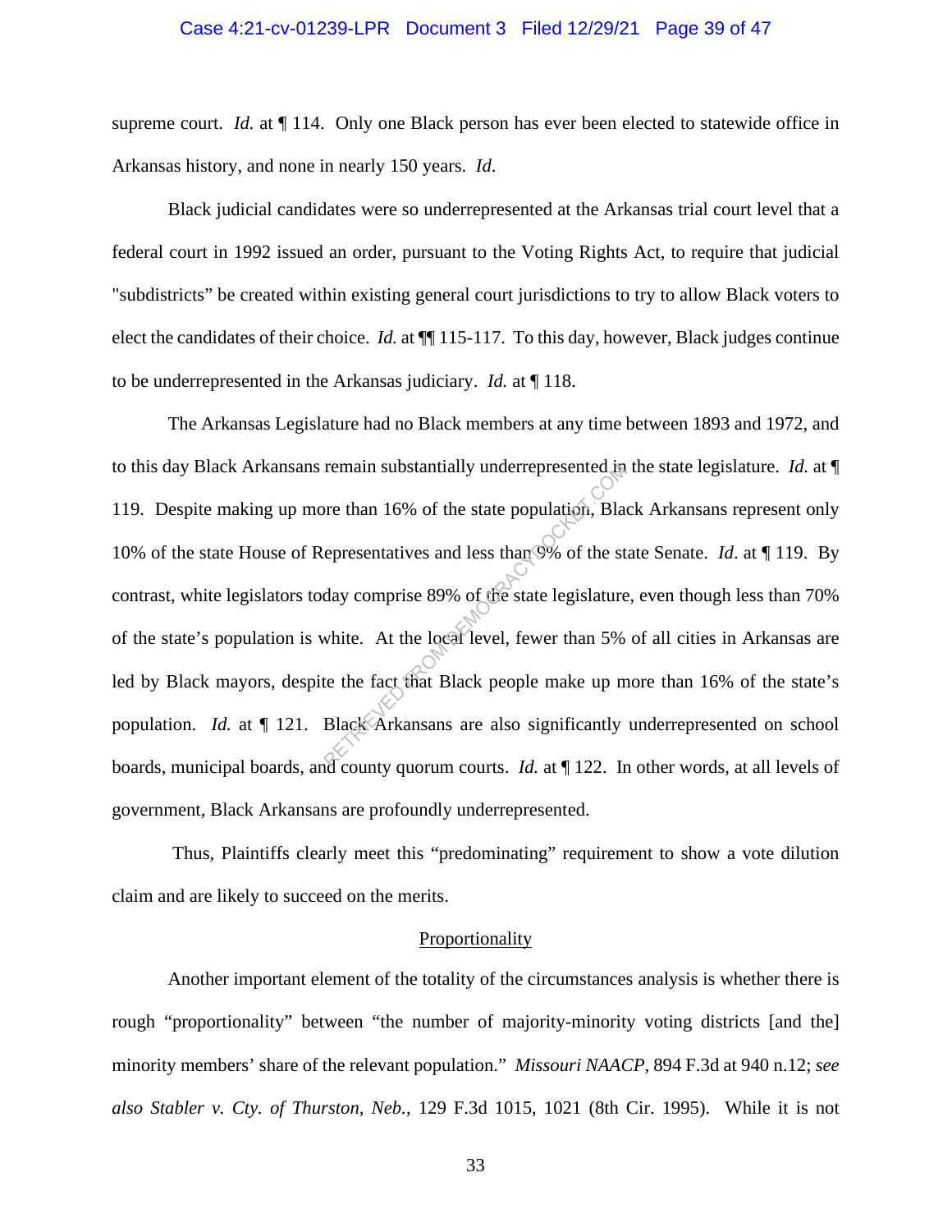supreme court. *Id.* at ¶ 114. Only one Black person has ever been elected to statewide office in Arkansas history, and none in nearly 150 years. *Id*.

Black judicial candidates were so underrepresented at the Arkansas trial court level that a federal court in 1992 issued an order, pursuant to the Voting Rights Act, to require that judicial "subdistricts" be created within existing general court jurisdictions to try to allow Black voters to elect the candidates of their choice. *Id.* at ¶¶ 115-117. To this day, however, Black judges continue to be underrepresented in the Arkansas judiciary. *Id.* at ¶ 118.

The Arkansas Legislature had no Black members at any time between 1893 and 1972, and to this day Black Arkansans remain substantially underrepresented in the state legislature. *Id.* at ¶ 119. Despite making up more than 16% of the state population, Black Arkansans represent only 10% of the state House of Representatives and less than 9% of the state Senate. *Id*. at ¶ 119. By contrast, white legislators today comprise 89% of the state legislature, even though less than 70% of the state's population is white. At the local level, fewer than 5% of all cities in Arkansas are led by Black mayors, despite the fact that Black people make up more than 16% of the state's population. *Id.* at ¶ 121. Black Arkansans are also significantly underrepresented on school boards, municipal boards, and county quorum courts. *Id.* at ¶ 122. In other words, at all levels of government, Black Arkansans are profoundly underrepresented.

Thus, Plaintiffs clearly meet this "predominating" requirement to show a vote dilution claim and are likely to succeed on the merits.

<u>Proportionality</u>

Another important element of the totality of the circumstances analysis is whether there is rough "proportionality" between "the number of majority-minority voting districts [and the] minority members' share of the relevant population." *Missouri NAACP*, 894 F.3d at 940 n.12; *see also Stabler v. Cty. of Thurston, Neb.*, 129 F.3d 1015, 1021 (8th Cir. 1995). While it is not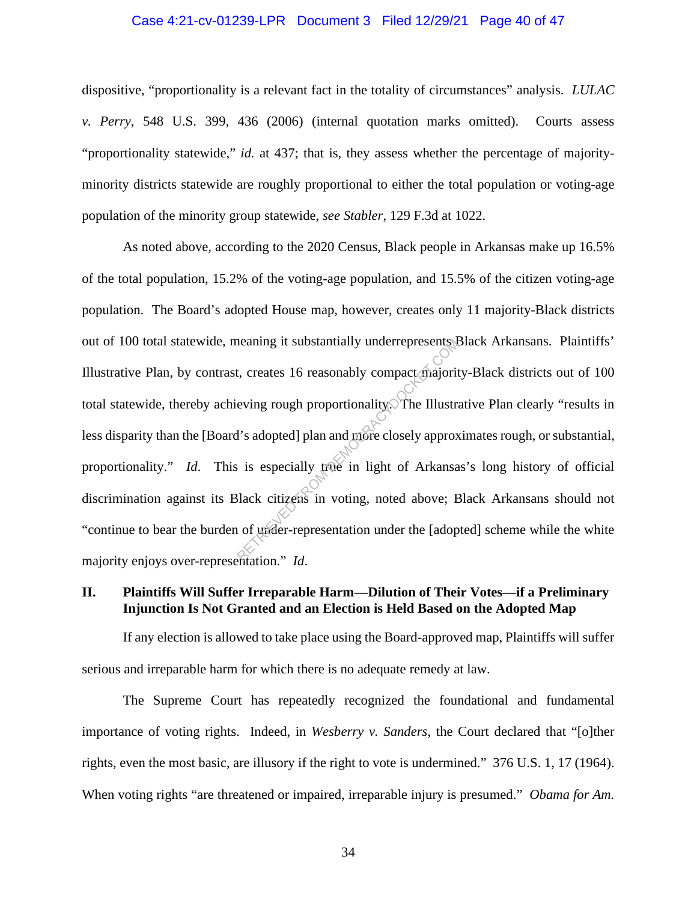dispositive, "proportionality is a relevant fact in the totality of circumstances" analysis. *LULAC v. Perry*, 548 U.S. 399, 436 (2006) (internal quotation marks omitted). Courts assess "proportionality statewide," *id.* at 437; that is, they assess whether the percentage of majority-minority districts statewide are roughly proportional to either the total population or voting-age population of the minority group statewide, *see Stabler*, 129 F.3d at 1022.

As noted above, according to the 2020 Census, Black people in Arkansas make up 16.5% of the total population, 15.2% of the voting-age population, and 15.5% of the citizen voting-age population. The Board's adopted House map, however, creates only 11 majority-Black districts out of 100 total statewide, meaning it substantially underrepresents Black Arkansans. Plaintiffs' Illustrative Plan, by contrast, creates 16 reasonably compact majority-Black districts out of 100 total statewide, thereby achieving rough proportionality. The Illustrative Plan clearly "results in less disparity than the [Board's adopted] plan and more closely approximates rough, or substantial, proportionality." *Id*. This is especially true in light of Arkansas's long history of official discrimination against its Black citizens in voting, noted above; Black Arkansans should not "continue to bear the burden of under-representation under the [adopted] scheme while the white majority enjoys over-representation." *Id*.

## II. Plaintiffs Will Suffer Irreparable Harm—Dilution of Their Votes—if a Preliminary Injunction Is Not Granted and an Election is Held Based on the Adopted Map

If any election is allowed to take place using the Board-approved map, Plaintiffs will suffer serious and irreparable harm for which there is no adequate remedy at law.

The Supreme Court has repeatedly recognized the foundational and fundamental importance of voting rights. Indeed, in *Wesberry v. Sanders*, the Court declared that "[o]ther rights, even the most basic, are illusory if the right to vote is undermined." 376 U.S. 1, 17 (1964). When voting rights "are threatened or impaired, irreparable injury is presumed." *Obama for Am.*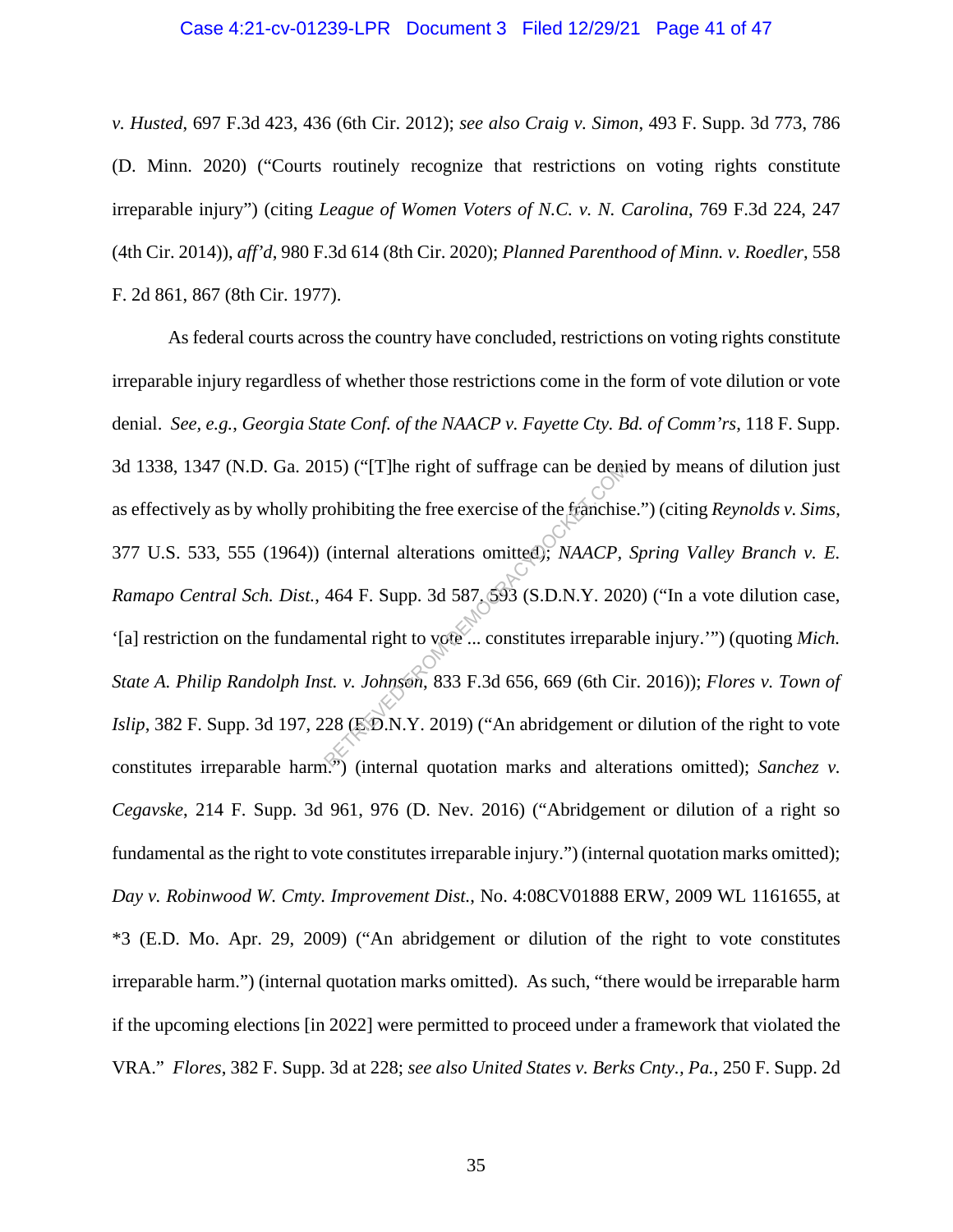*v. Husted*, 697 F.3d 423, 436 (6th Cir. 2012); *see also Craig v. Simon*, 493 F. Supp. 3d 773, 786 (D. Minn. 2020) ("Courts routinely recognize that restrictions on voting rights constitute irreparable injury") (citing *League of Women Voters of N.C. v. N. Carolina*, 769 F.3d 224, 247 (4th Cir. 2014)), *aff'd*, 980 F.3d 614 (8th Cir. 2020); *Planned Parenthood of Minn. v. Roedler*, 558 F. 2d 861, 867 (8th Cir. 1977).

As federal courts across the country have concluded, restrictions on voting rights constitute irreparable injury regardless of whether those restrictions come in the form of vote dilution or vote denial. *See, e.g.*, *Georgia State Conf. of the NAACP v. Fayette Cty. Bd. of Comm'rs*, 118 F. Supp. 3d 1338, 1347 (N.D. Ga. 2015) ("[T]he right of suffrage can be denied by means of dilution just as effectively as by wholly prohibiting the free exercise of the franchise.") (citing *Reynolds v. Sims*, 377 U.S. 533, 555 (1964)) (internal alterations omitted); *NAACP, Spring Valley Branch v. E. Ramapo Central Sch. Dist.*, 464 F. Supp. 3d 587, 593 (S.D.N.Y. 2020) ("In a vote dilution case, '[a] restriction on the fundamental right to vote ... constitutes irreparable injury.'") (quoting *Mich. State A. Philip Randolph Inst. v. Johnson*, 833 F.3d 656, 669 (6th Cir. 2016)); *Flores v. Town of Islip*, 382 F. Supp. 3d 197, 228 (E.D.N.Y. 2019) ("An abridgement or dilution of the right to vote constitutes irreparable harm.") (internal quotation marks and alterations omitted); *Sanchez v. Cegavske*, 214 F. Supp. 3d 961, 976 (D. Nev. 2016) ("Abridgement or dilution of a right so fundamental as the right to vote constitutes irreparable injury.") (internal quotation marks omitted); *Day v. Robinwood W. Cmty. Improvement Dist.*, No. 4:08CV01888 ERW, 2009 WL 1161655, at \*3 (E.D. Mo. Apr. 29, 2009) ("An abridgement or dilution of the right to vote constitutes irreparable harm.") (internal quotation marks omitted). As such, "there would be irreparable harm if the upcoming elections [in 2022] were permitted to proceed under a framework that violated the VRA." *Flores*, 382 F. Supp. 3d at 228; *see also United States v. Berks Cnty., Pa.*, 250 F. Supp. 2d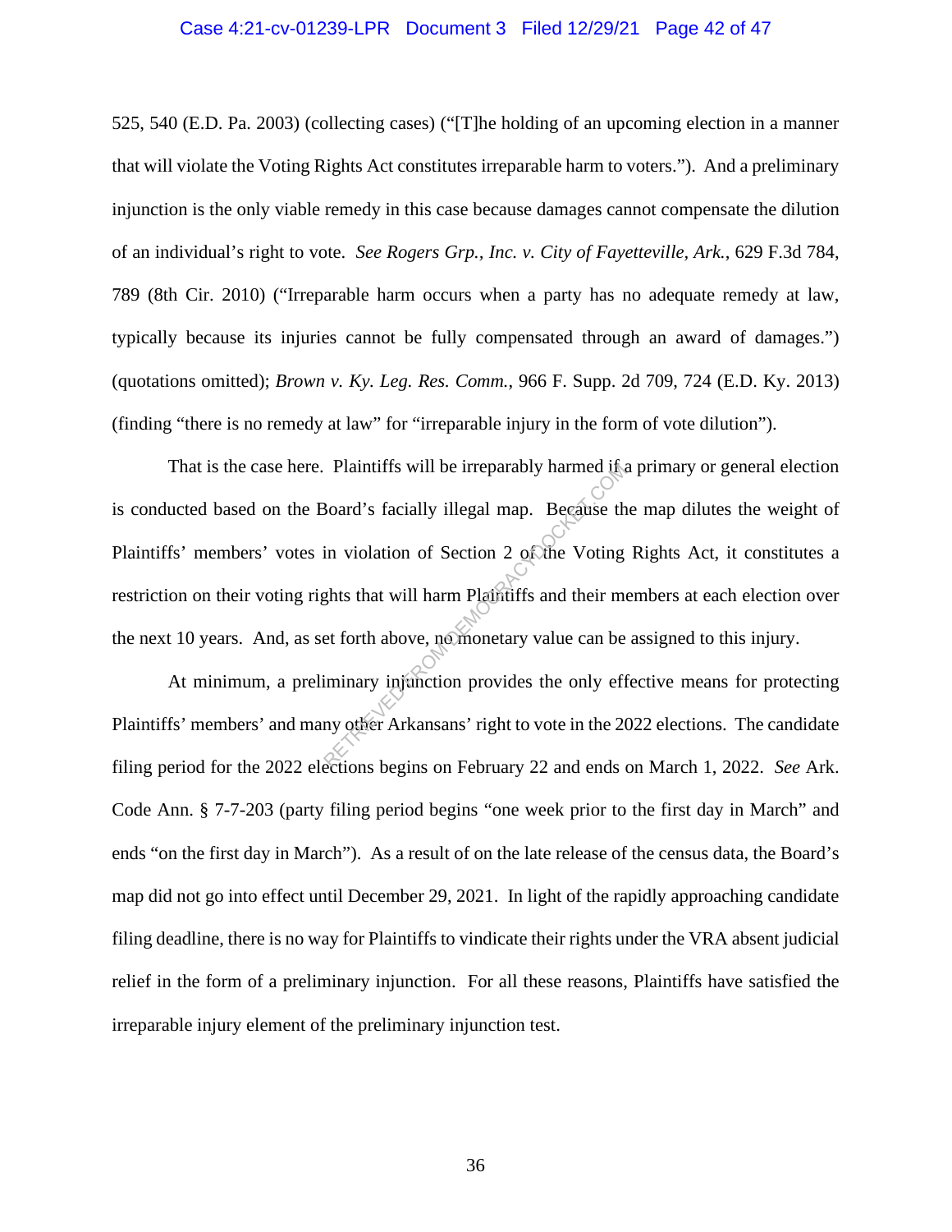525, 540 (E.D. Pa. 2003) (collecting cases) ("[T]he holding of an upcoming election in a manner that will violate the Voting Rights Act constitutes irreparable harm to voters."). And a preliminary injunction is the only viable remedy in this case because damages cannot compensate the dilution of an individual's right to vote. *See Rogers Grp., Inc. v. City of Fayetteville, Ark.*, 629 F.3d 784, 789 (8th Cir. 2010) ("Irreparable harm occurs when a party has no adequate remedy at law, typically because its injuries cannot be fully compensated through an award of damages.") (quotations omitted); *Brown v. Ky. Leg. Res. Comm.*, 966 F. Supp. 2d 709, 724 (E.D. Ky. 2013) (finding "there is no remedy at law" for "irreparable injury in the form of vote dilution").

That is the case here. Plaintiffs will be irreparably harmed if a primary or general election is conducted based on the Board's facially illegal map. Because the map dilutes the weight of Plaintiffs' members' votes in violation of Section 2 of the Voting Rights Act, it constitutes a restriction on their voting rights that will harm Plaintiffs and their members at each election over the next 10 years. And, as set forth above, no monetary value can be assigned to this injury.

At minimum, a preliminary injunction provides the only effective means for protecting Plaintiffs' members' and many other Arkansans' right to vote in the 2022 elections. The candidate filing period for the 2022 elections begins on February 22 and ends on March 1, 2022. *See* Ark. Code Ann. § 7-7-203 (party filing period begins "one week prior to the first day in March" and ends "on the first day in March"). As a result of on the late release of the census data, the Board's map did not go into effect until December 29, 2021. In light of the rapidly approaching candidate filing deadline, there is no way for Plaintiffs to vindicate their rights under the VRA absent judicial relief in the form of a preliminary injunction. For all these reasons, Plaintiffs have satisfied the irreparable injury element of the preliminary injunction test.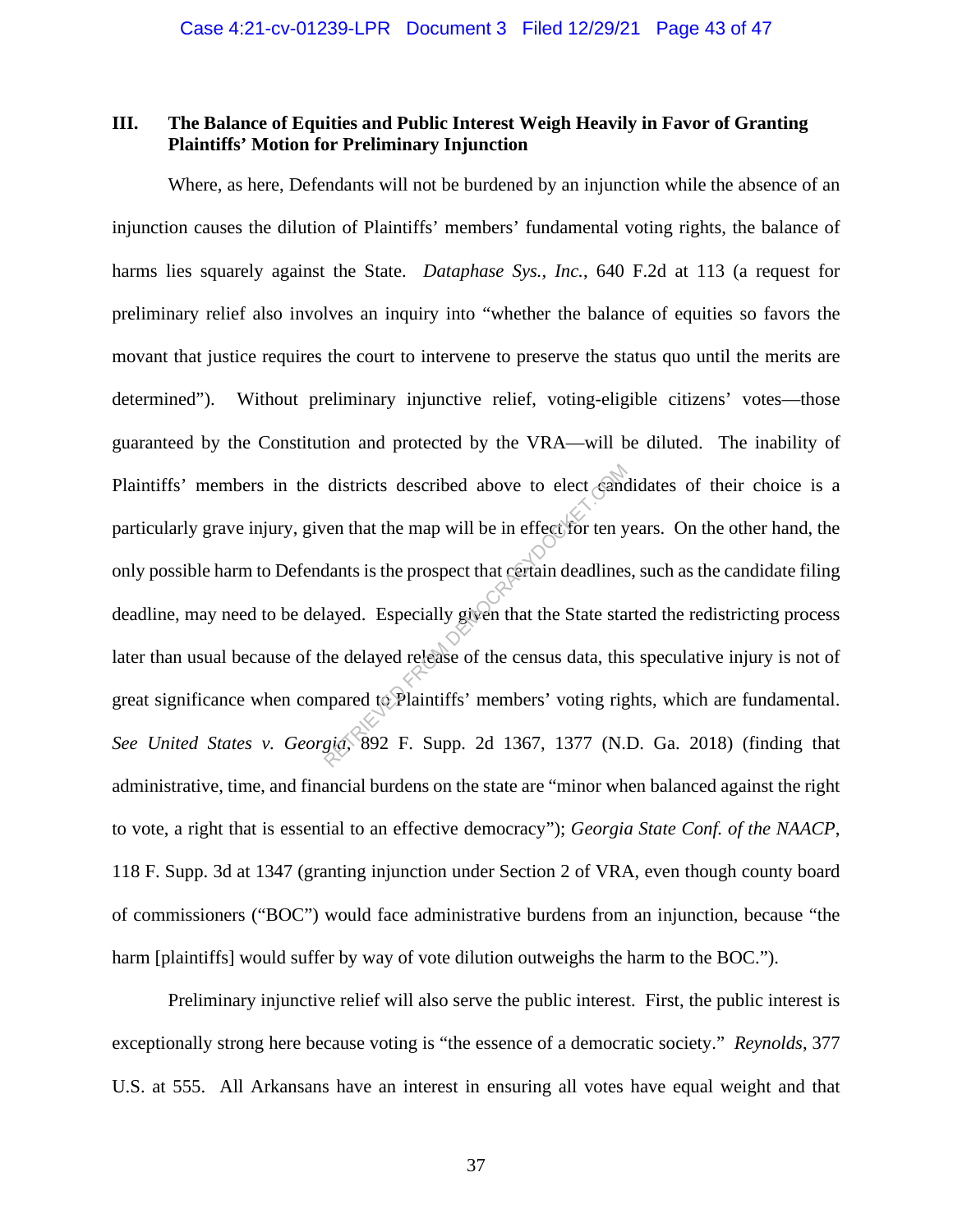## III. The Balance of Equities and Public Interest Weigh Heavily in Favor of Granting Plaintiffs' Motion for Preliminary Injunction

Where, as here, Defendants will not be burdened by an injunction while the absence of an injunction causes the dilution of Plaintiffs' members' fundamental voting rights, the balance of harms lies squarely against the State. *Dataphase Sys., Inc.*, 640 F.2d at 113 (a request for preliminary relief also involves an inquiry into "whether the balance of equities so favors the movant that justice requires the court to intervene to preserve the status quo until the merits are determined"). Without preliminary injunctive relief, voting-eligible citizens' votes—those guaranteed by the Constitution and protected by the VRA—will be diluted. The inability of Plaintiffs' members in the districts described above to elect candidates of their choice is a particularly grave injury, given that the map will be in effect for ten years. On the other hand, the only possible harm to Defendants is the prospect that certain deadlines, such as the candidate filing deadline, may need to be delayed. Especially given that the State started the redistricting process later than usual because of the delayed release of the census data, this speculative injury is not of great significance when compared to Plaintiffs' members' voting rights, which are fundamental. *See United States v. Georgia*, 892 F. Supp. 2d 1367, 1377 (N.D. Ga. 2018) (finding that administrative, time, and financial burdens on the state are "minor when balanced against the right to vote, a right that is essential to an effective democracy"); *Georgia State Conf. of the NAACP*, 118 F. Supp. 3d at 1347 (granting injunction under Section 2 of VRA, even though county board of commissioners ("BOC") would face administrative burdens from an injunction, because "the harm [plaintiffs] would suffer by way of vote dilution outweighs the harm to the BOC.").

Preliminary injunctive relief will also serve the public interest. First, the public interest is exceptionally strong here because voting is "the essence of a democratic society." *Reynolds*, 377 U.S. at 555. All Arkansans have an interest in ensuring all votes have equal weight and that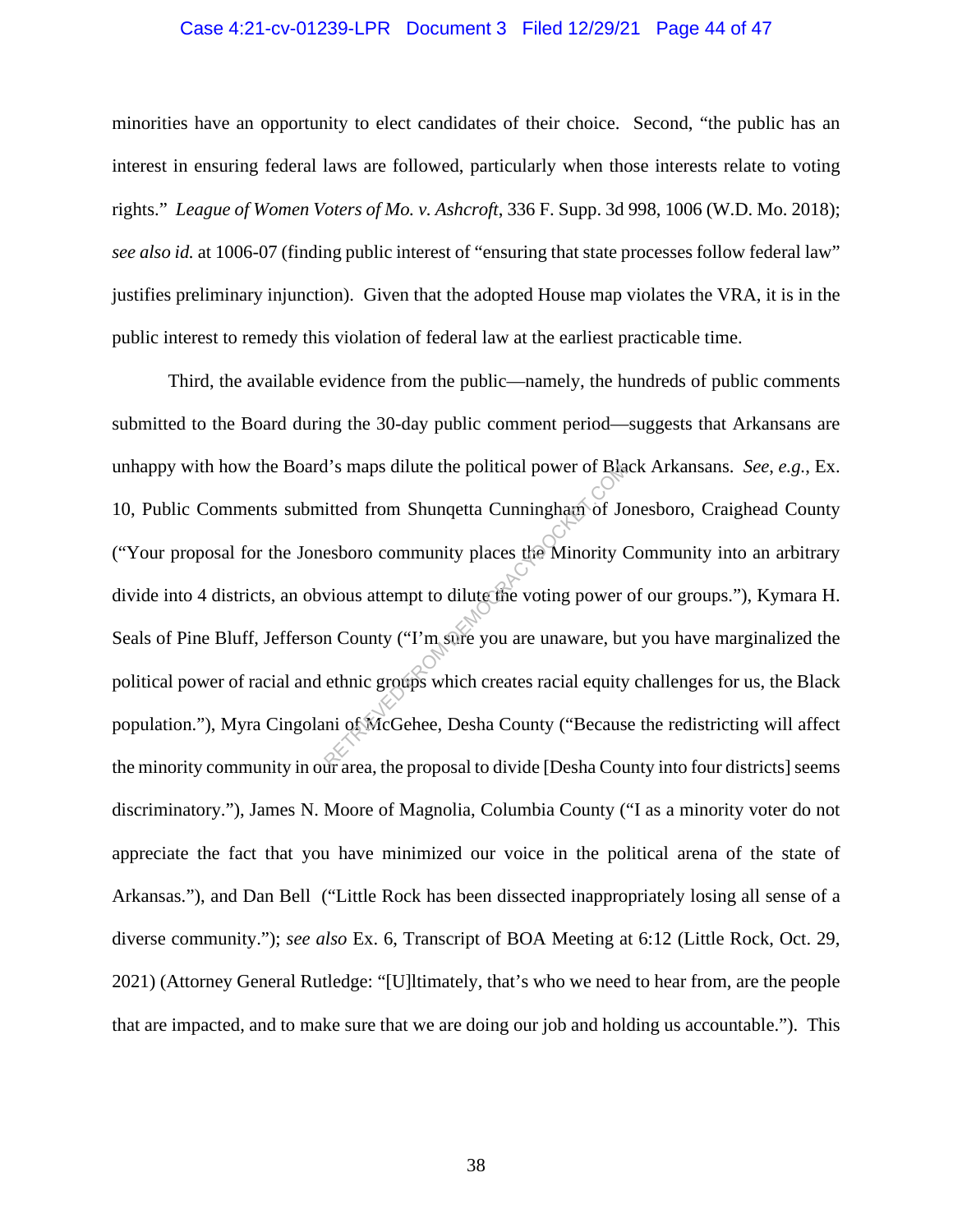minorities have an opportunity to elect candidates of their choice. Second, "the public has an interest in ensuring federal laws are followed, particularly when those interests relate to voting rights." *League of Women Voters of Mo. v. Ashcroft*, 336 F. Supp. 3d 998, 1006 (W.D. Mo. 2018); *see also id.* at 1006-07 (finding public interest of "ensuring that state processes follow federal law" justifies preliminary injunction). Given that the adopted House map violates the VRA, it is in the public interest to remedy this violation of federal law at the earliest practicable time.

Third, the available evidence from the public—namely, the hundreds of public comments submitted to the Board during the 30-day public comment period—suggests that Arkansans are unhappy with how the Board's maps dilute the political power of Black Arkansans. *See, e.g.*, Ex. 10, Public Comments submitted from Shunqetta Cunningham of Jonesboro, Craighead County ("Your proposal for the Jonesboro community places the Minority Community into an arbitrary divide into 4 districts, an obvious attempt to dilute the voting power of our groups."), Kymara H. Seals of Pine Bluff, Jefferson County ("I'm sure you are unaware, but you have marginalized the political power of racial and ethnic groups which creates racial equity challenges for us, the Black population."), Myra Cingolani of McGehee, Desha County ("Because the redistricting will affect the minority community in our area, the proposal to divide [Desha County into four districts] seems discriminatory."), James N. Moore of Magnolia, Columbia County ("I as a minority voter do not appreciate the fact that you have minimized our voice in the political arena of the state of Arkansas."), and Dan Bell ("Little Rock has been dissected inappropriately losing all sense of a diverse community."); *see also* Ex. 6, Transcript of BOA Meeting at 6:12 (Little Rock, Oct. 29, 2021) (Attorney General Rutledge: "[U]ltimately, that's who we need to hear from, are the people that are impacted, and to make sure that we are doing our job and holding us accountable."). This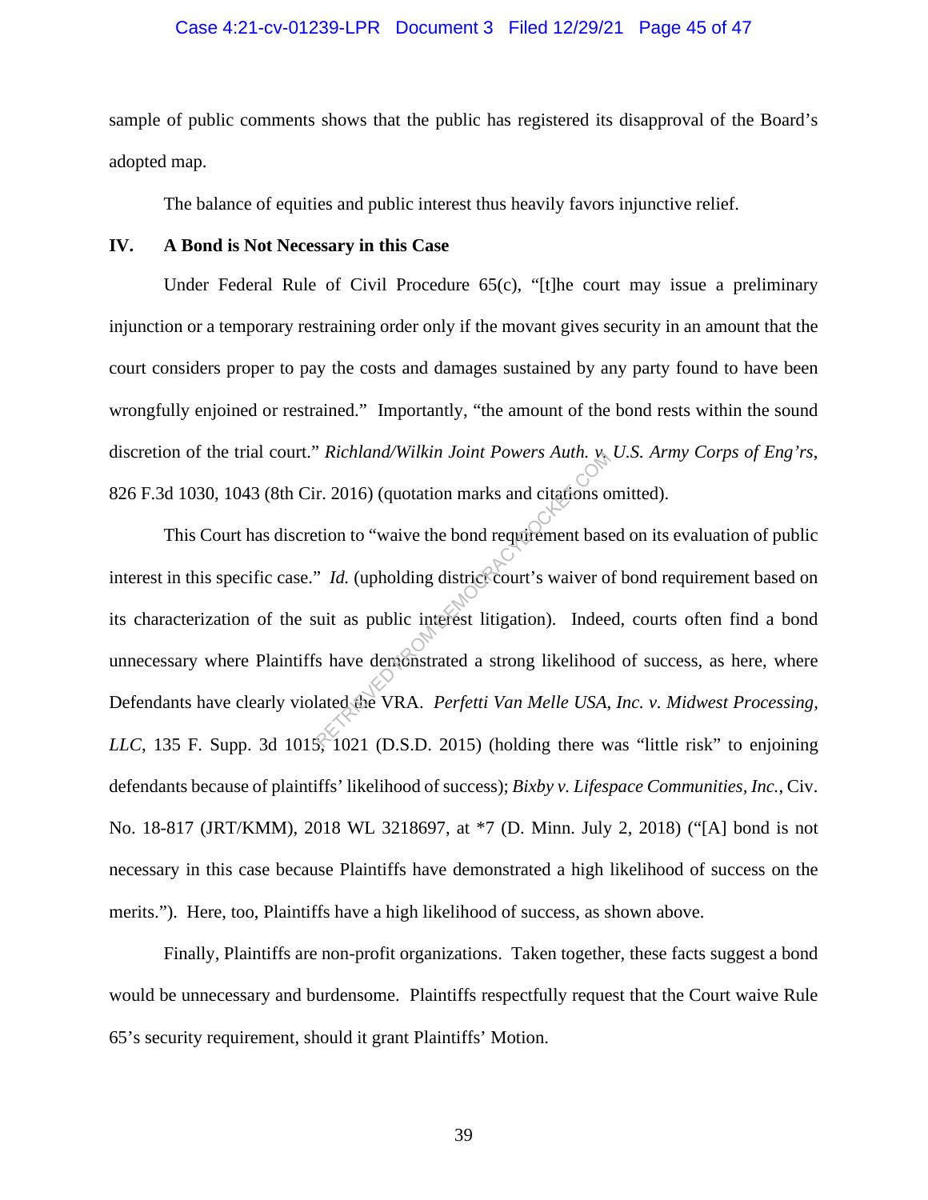sample of public comments shows that the public has registered its disapproval of the Board's adopted map.

The balance of equities and public interest thus heavily favors injunctive relief.

## IV. A Bond is Not Necessary in this Case

Under Federal Rule of Civil Procedure 65(c), "[t]he court may issue a preliminary injunction or a temporary restraining order only if the movant gives security in an amount that the court considers proper to pay the costs and damages sustained by any party found to have been wrongfully enjoined or restrained." Importantly, "the amount of the bond rests within the sound discretion of the trial court." *Richland/Wilkin Joint Powers Auth. v. U.S. Army Corps of Eng'rs*, 826 F.3d 1030, 1043 (8th Cir. 2016) (quotation marks and citations omitted).

This Court has discretion to "waive the bond requirement based on its evaluation of public interest in this specific case." *Id.* (upholding district court's waiver of bond requirement based on its characterization of the suit as public interest litigation). Indeed, courts often find a bond unnecessary where Plaintiffs have demonstrated a strong likelihood of success, as here, where Defendants have clearly violated the VRA. *Perfetti Van Melle USA, Inc. v. Midwest Processing, LLC*, 135 F. Supp. 3d 1015, 1021 (D.S.D. 2015) (holding there was "little risk" to enjoining defendants because of plaintiffs' likelihood of success); *Bixby v. Lifespace Communities, Inc.*, Civ. No. 18-817 (JRT/KMM), 2018 WL 3218697, at *7 (D. Minn. July 2, 2018) ("[A] bond is not necessary in this case because Plaintiffs have demonstrated a high likelihood of success on the merits."). Here, too, Plaintiffs have a high likelihood of success, as shown above.

Finally, Plaintiffs are non-profit organizations. Taken together, these facts suggest a bond would be unnecessary and burdensome. Plaintiffs respectfully request that the Court waive Rule 65's security requirement, should it grant Plaintiffs' Motion.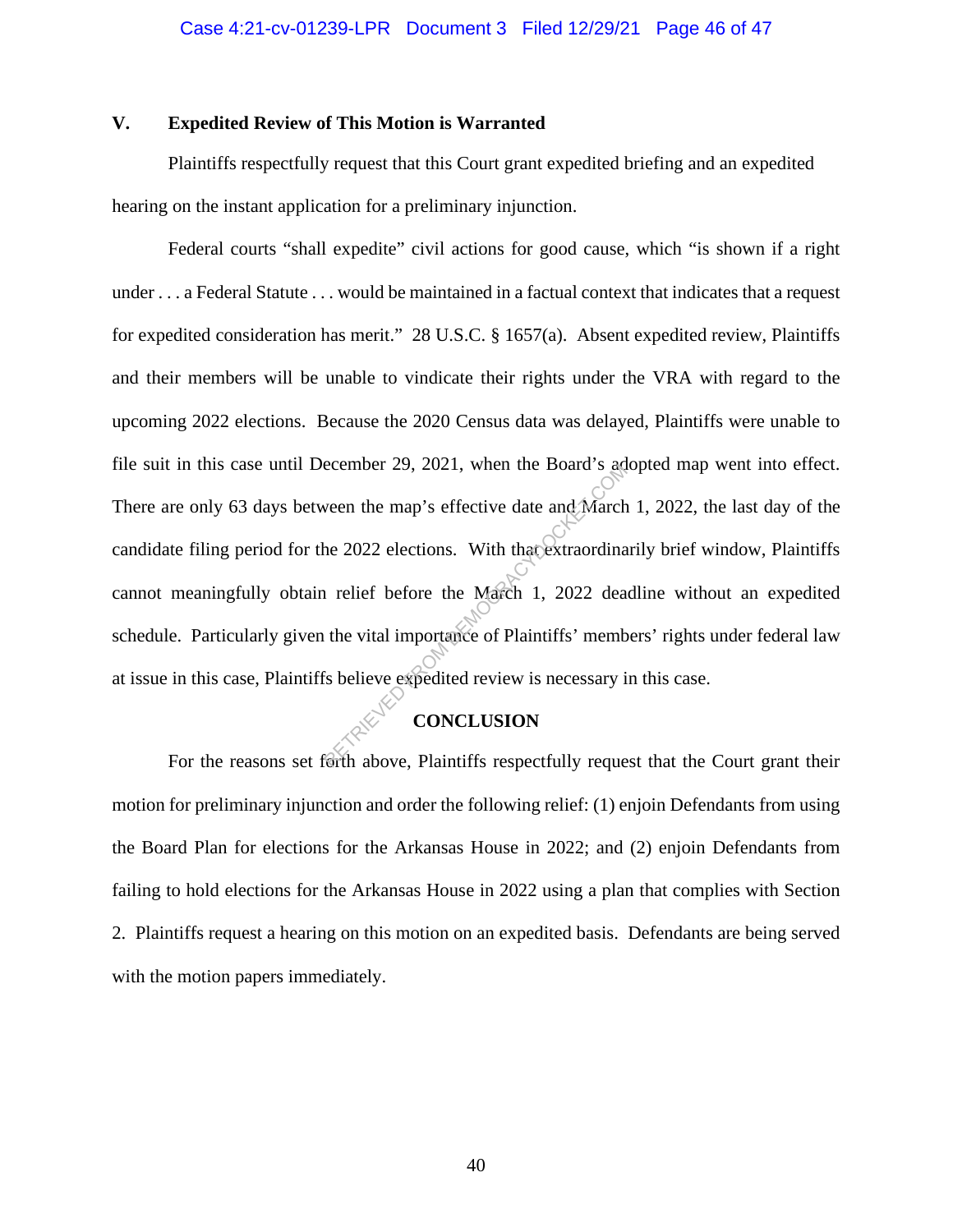## V. Expedited Review of This Motion is Warranted

Plaintiffs respectfully request that this Court grant expedited briefing and an expedited hearing on the instant application for a preliminary injunction.

Federal courts "shall expedite" civil actions for good cause, which "is shown if a right under . . . a Federal Statute . . . would be maintained in a factual context that indicates that a request for expedited consideration has merit." 28 U.S.C. § 1657(a). Absent expedited review, Plaintiffs and their members will be unable to vindicate their rights under the VRA with regard to the upcoming 2022 elections. Because the 2020 Census data was delayed, Plaintiffs were unable to file suit in this case until December 29, 2021, when the Board's adopted map went into effect. There are only 63 days between the map's effective date and March 1, 2022, the last day of the candidate filing period for the 2022 elections. With that extraordinarily brief window, Plaintiffs cannot meaningfully obtain relief before the March 1, 2022 deadline without an expedited schedule. Particularly given the vital importance of Plaintiffs' members' rights under federal law at issue in this case, Plaintiffs believe expedited review is necessary in this case.

## CONCLUSION

For the reasons set forth above, Plaintiffs respectfully request that the Court grant their motion for preliminary injunction and order the following relief: (1) enjoin Defendants from using the Board Plan for elections for the Arkansas House in 2022; and (2) enjoin Defendants from failing to hold elections for the Arkansas House in 2022 using a plan that complies with Section 2. Plaintiffs request a hearing on this motion on an expedited basis. Defendants are being served with the motion papers immediately.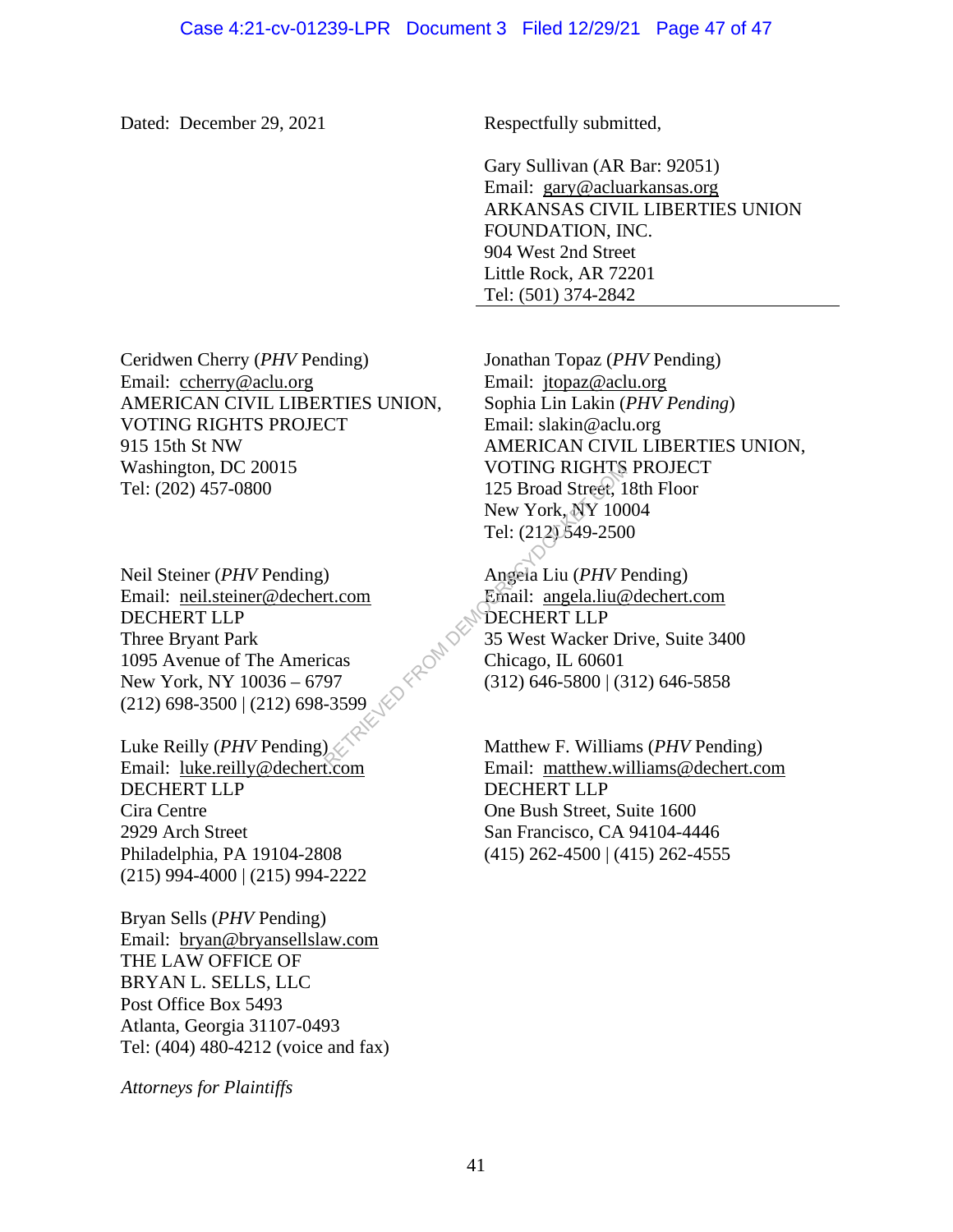Dated: December 29, 2021

Respectfully submitted,

Gary Sullivan (AR Bar: 92051)
Email: gary@acluarkansas.org
ARKANSAS CIVIL LIBERTIES UNION FOUNDATION, INC.
904 West 2nd Street
Little Rock, AR 72201
Tel: (501) 374-2842

Ceridwen Cherry (*PHV* Pending)
Email: ccherry@aclu.org
AMERICAN CIVIL LIBERTIES UNION, VOTING RIGHTS PROJECT
915 15th St NW
Washington, DC 20015
Tel: (202) 457-0800

Jonathan Topaz (*PHV* Pending)
Email: jtopaz@aclu.org
Sophia Lin Lakin (*PHV Pending*)
Email: slakin@aclu.org
AMERICAN CIVIL LIBERTIES UNION, VOTING RIGHTS PROJECT
125 Broad Street, 18th Floor
New York, NY 10004
Tel: (212) 549-2500

Neil Steiner (*PHV* Pending)
Email: neil.steiner@dechert.com
DECHERT LLP
Three Bryant Park
1095 Avenue of The Americas
New York, NY 10036 – 6797
(212) 698-3500 | (212) 698-3599

Angela Liu (*PHV* Pending)
Email: angela.liu@dechert.com
DECHERT LLP
35 West Wacker Drive, Suite 3400
Chicago, IL 60601
(312) 646-5800 | (312) 646-5858

Luke Reilly (*PHV* Pending)
Email: luke.reilly@dechert.com
DECHERT LLP
Cira Centre
2929 Arch Street
Philadelphia, PA 19104-2808
(215) 994-4000 | (215) 994-2222

Matthew F. Williams (*PHV* Pending)
Email: matthew.williams@dechert.com
DECHERT LLP
One Bush Street, Suite 1600
San Francisco, CA 94104-4446
(415) 262-4500 | (415) 262-4555

Bryan Sells (*PHV* Pending)
Email: bryan@bryansellslaw.com
THE LAW OFFICE OF BRYAN L. SELLS, LLC
Post Office Box 5493
Atlanta, Georgia 31107-0493
Tel: (404) 480-4212 (voice and fax)

*Attorneys for Plaintiffs*